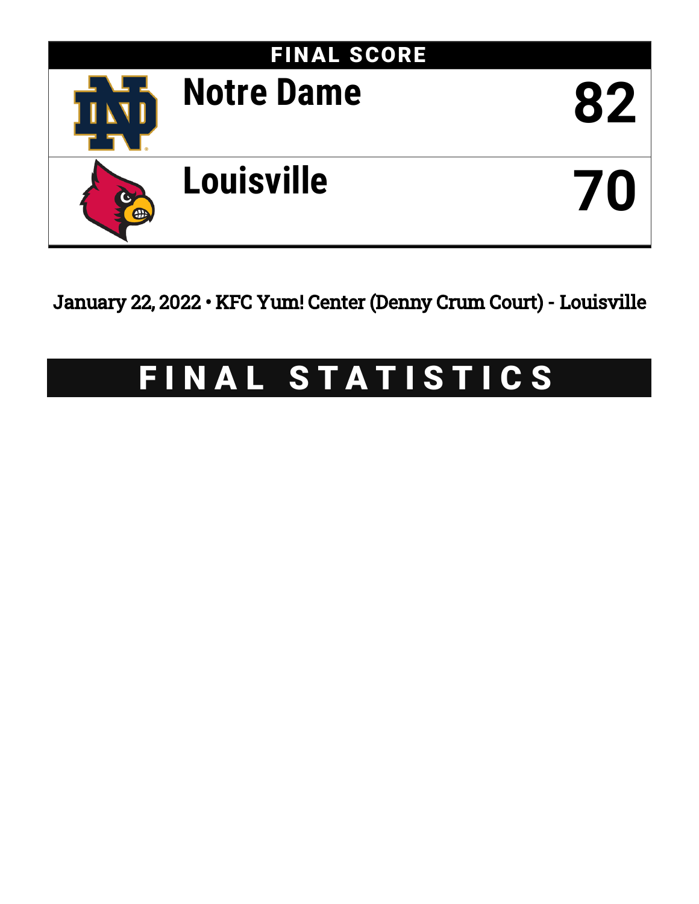## FINAL SCORE

| Team | Score |
|---|---|
| Notre Dame | 82 |
| Louisville | 70 |

January 22, 2022 • KFC Yum! Center (Denny Crum Court) - Louisville

# FINAL STATISTICS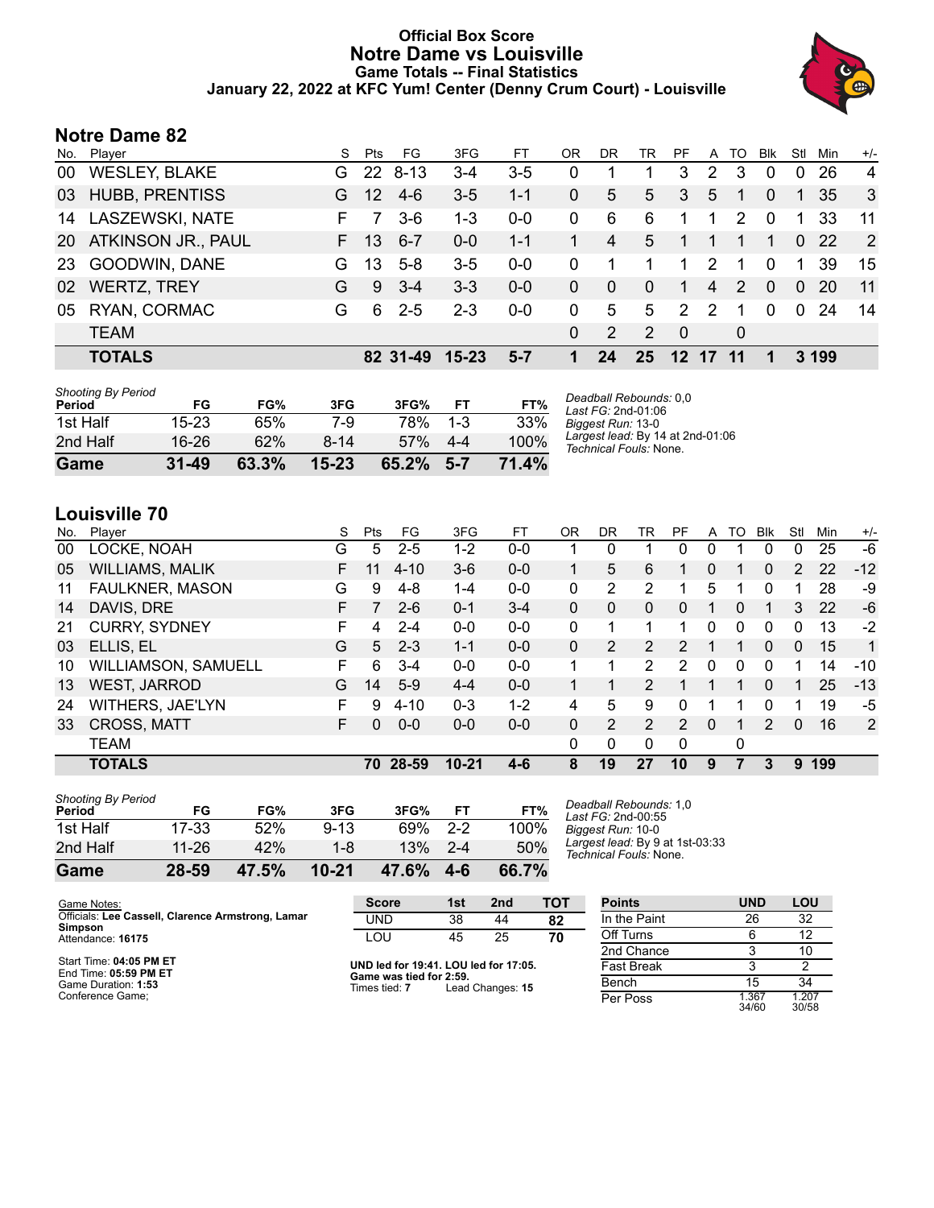# Official Box Score
# Notre Dame vs Louisville
## Game Totals -- Final Statistics
### January 22, 2022 at KFC Yum! Center (Denny Crum Court) - Louisville

## Notre Dame 82

| No. | Player | S | Pts | FG | 3FG | FT | OR | DR | TR | PF | A | TO | Blk | Stl | Min | +/- |
|---|---|---|---|---|---|---|---|---|---|---|---|---|---|---|---|---|
| 00 | WESLEY, BLAKE | G | 22 | 8-13 | 3-4 | 3-5 | 0 | 1 | 1 | 3 | 2 | 3 | 0 | 0 | 26 | 4 |
| 03 | HUBB, PRENTISS | G | 12 | 4-6 | 3-5 | 1-1 | 0 | 5 | 5 | 3 | 5 | 1 | 0 | 1 | 35 | 3 |
| 14 | LASZEWSKI, NATE | F | 7 | 3-6 | 1-3 | 0-0 | 0 | 6 | 6 | 1 | 1 | 2 | 0 | 1 | 33 | 11 |
| 20 | ATKINSON JR., PAUL | F | 13 | 6-7 | 0-0 | 1-1 | 1 | 4 | 5 | 1 | 1 | 1 | 1 | 0 | 22 | 2 |
| 23 | GOODWIN, DANE | G | 13 | 5-8 | 3-5 | 0-0 | 0 | 1 | 1 | 1 | 2 | 1 | 0 | 1 | 39 | 15 |
| 02 | WERTZ, TREY | G | 9 | 3-4 | 3-3 | 0-0 | 0 | 0 | 0 | 1 | 4 | 2 | 0 | 0 | 20 | 11 |
| 05 | RYAN, CORMAC | G | 6 | 2-5 | 2-3 | 0-0 | 0 | 5 | 5 | 2 | 2 | 1 | 0 | 0 | 24 | 14 |
| | TEAM | | | | | | 0 | 2 | 2 | 0 | | 0 | | | | |
| | **TOTALS** | | **82** | **31-49** | **15-23** | **5-7** | **1** | **24** | **25** | **12** | **17** | **11** | **1** | **3** | **199** | |

*Shooting By Period*

| Period | FG | FG% | 3FG | 3FG% | FT | FT% |
|---|---|---|---|---|---|---|
| 1st Half | 15-23 | 65% | 7-9 | 78% | 1-3 | 33% |
| 2nd Half | 16-26 | 62% | 8-14 | 57% | 4-4 | 100% |
| **Game** | **31-49** | **63.3%** | **15-23** | **65.2%** | **5-7** | **71.4%** |

*Deadball Rebounds:* 0,0
*Last FG:* 2nd-01:06
*Biggest Run:* 13-0
*Largest lead:* By 14 at 2nd-01:06
*Technical Fouls:* None.

## Louisville 70

| No. | Player | S | Pts | FG | 3FG | FT | OR | DR | TR | PF | A | TO | Blk | Stl | Min | +/- |
|---|---|---|---|---|---|---|---|---|---|---|---|---|---|---|---|---|
| 00 | LOCKE, NOAH | G | 5 | 2-5 | 1-2 | 0-0 | 1 | 0 | 1 | 0 | 0 | 1 | 0 | 0 | 25 | -6 |
| 05 | WILLIAMS, MALIK | F | 11 | 4-10 | 3-6 | 0-0 | 1 | 5 | 6 | 1 | 0 | 1 | 0 | 2 | 22 | -12 |
| 11 | FAULKNER, MASON | G | 9 | 4-8 | 1-4 | 0-0 | 0 | 2 | 2 | 1 | 5 | 1 | 0 | 1 | 28 | -9 |
| 14 | DAVIS, DRE | F | 7 | 2-6 | 0-1 | 3-4 | 0 | 0 | 0 | 0 | 1 | 0 | 1 | 3 | 22 | -6 |
| 21 | CURRY, SYDNEY | F | 4 | 2-4 | 0-0 | 0-0 | 0 | 1 | 1 | 1 | 0 | 0 | 0 | 0 | 13 | -2 |
| 03 | ELLIS, EL | G | 5 | 2-3 | 1-1 | 0-0 | 0 | 2 | 2 | 2 | 1 | 1 | 0 | 0 | 15 | 1 |
| 10 | WILLIAMSON, SAMUELL | F | 6 | 3-4 | 0-0 | 0-0 | 1 | 1 | 2 | 2 | 0 | 0 | 0 | 1 | 14 | -10 |
| 13 | WEST, JARROD | G | 14 | 5-9 | 4-4 | 0-0 | 1 | 1 | 2 | 1 | 1 | 1 | 0 | 1 | 25 | -13 |
| 24 | WITHERS, JAE'LYN | F | 9 | 4-10 | 0-3 | 1-2 | 4 | 5 | 9 | 0 | 1 | 1 | 0 | 1 | 19 | -5 |
| 33 | CROSS, MATT | F | 0 | 0-0 | 0-0 | 0-0 | 0 | 2 | 2 | 2 | 0 | 1 | 2 | 0 | 16 | 2 |
| | TEAM | | | | | | 0 | 0 | 0 | 0 | | 0 | | | | |
| | **TOTALS** | | **70** | **28-59** | **10-21** | **4-6** | **8** | **19** | **27** | **10** | **9** | **7** | **3** | **9** | **199** | |

*Shooting By Period*

| Period | FG | FG% | 3FG | 3FG% | FT | FT% |
|---|---|---|---|---|---|---|
| 1st Half | 17-33 | 52% | 9-13 | 69% | 2-2 | 100% |
| 2nd Half | 11-26 | 42% | 1-8 | 13% | 2-4 | 50% |
| **Game** | **28-59** | **47.5%** | **10-21** | **47.6%** | **4-6** | **66.7%** |

*Deadball Rebounds:* 1,0
*Last FG:* 2nd-00:55
*Biggest Run:* 10-0
*Largest lead:* By 9 at 1st-03:33
*Technical Fouls:* None.

Game Notes:
Officials: **Lee Cassell, Clarence Armstrong, Lamar Simpson**
Attendance: **16175**

Start Time: **04:05 PM ET**
End Time: **05:59 PM ET**
Game Duration: **1:53**
Conference Game;

| Score | 1st | 2nd | TOT |
|---|---|---|---|
| UND | 38 | 44 | **82** |
| LOU | 45 | 25 | **70** |

**UND led for 19:41. LOU led for 17:05.**
**Game was tied for 2:59.**
Times tied: **7** Lead Changes: **15**

| Points | UND | LOU |
|---|---|---|
| In the Paint | 26 | 32 |
| Off Turns | 6 | 12 |
| 2nd Chance | 3 | 10 |
| Fast Break | 3 | 2 |
| Bench | 15 | 34 |
| Per Poss | 1.367 34/60 | 1.207 30/58 |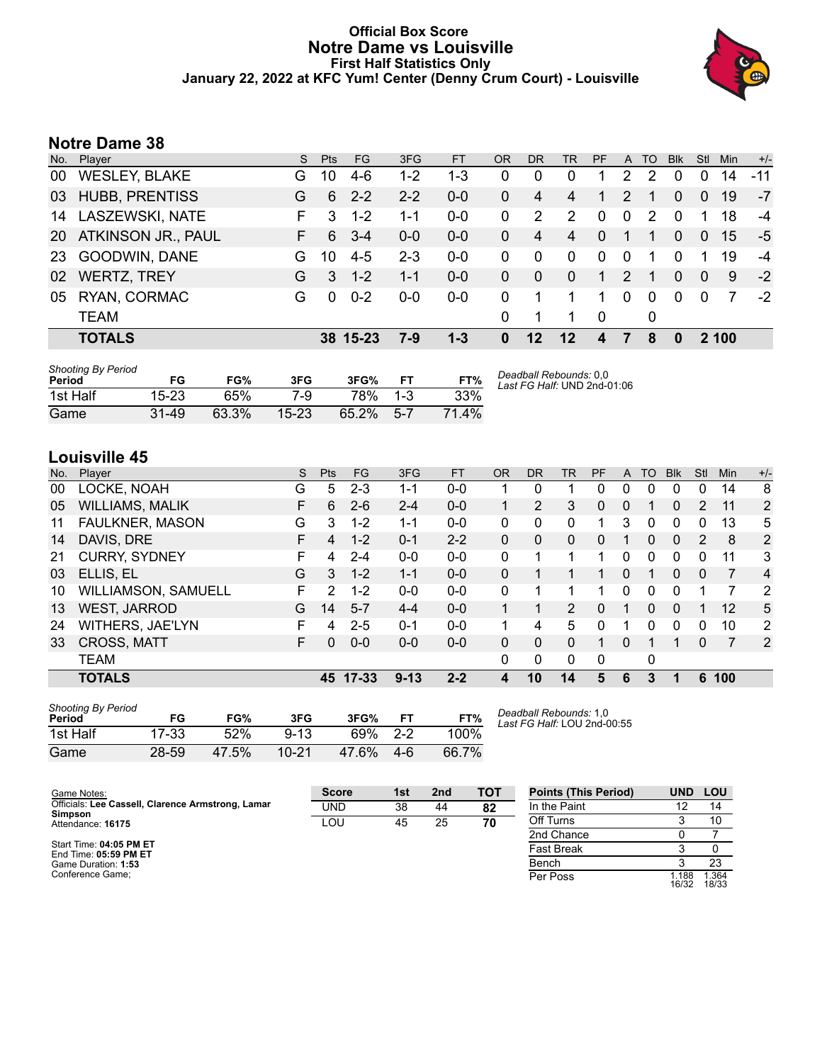# Official Box Score
# Notre Dame vs Louisville
### First Half Statistics Only
### January 22, 2022 at KFC Yum! Center (Denny Crum Court) - Louisville

## Notre Dame 38

| No. | Player | S | Pts | FG | 3FG | FT | OR | DR | TR | PF | A | TO | Blk | Stl | Min | +/- |
|---|---|---|---|---|---|---|---|---|---|---|---|---|---|---|---|---|
| 00 | WESLEY, BLAKE | G | 10 | 4-6 | 1-2 | 1-3 | 0 | 0 | 0 | 1 | 2 | 2 | 0 | 0 | 14 | -11 |
| 03 | HUBB, PRENTISS | G | 6 | 2-2 | 2-2 | 0-0 | 0 | 4 | 4 | 1 | 2 | 1 | 0 | 0 | 19 | -7 |
| 14 | LASZEWSKI, NATE | F | 3 | 1-2 | 1-1 | 0-0 | 0 | 2 | 2 | 0 | 0 | 2 | 0 | 1 | 18 | -4 |
| 20 | ATKINSON JR., PAUL | F | 6 | 3-4 | 0-0 | 0-0 | 0 | 4 | 4 | 0 | 1 | 1 | 0 | 0 | 15 | -5 |
| 23 | GOODWIN, DANE | G | 10 | 4-5 | 2-3 | 0-0 | 0 | 0 | 0 | 0 | 0 | 1 | 0 | 1 | 19 | -4 |
| 02 | WERTZ, TREY | G | 3 | 1-2 | 1-1 | 0-0 | 0 | 0 | 0 | 1 | 2 | 1 | 0 | 0 | 9 | -2 |
| 05 | RYAN, CORMAC | G | 0 | 0-2 | 0-0 | 0-0 | 0 | 1 | 1 | 1 | 0 | 0 | 0 | 0 | 7 | -2 |
| | TEAM | | | | | | 0 | 1 | 1 | 0 | | 0 | | | | |
| | **TOTALS** | | **38** | **15-23** | **7-9** | **1-3** | **0** | **12** | **12** | **4** | **7** | **8** | **0** | **2** | **100** | |

| Shooting By Period Period | FG | FG% | 3FG | 3FG% | FT | FT% |
|---|---|---|---|---|---|---|
| 1st Half | 15-23 | 65% | 7-9 | 78% | 1-3 | 33% |
| Game | 31-49 | 63.3% | 15-23 | 65.2% | 5-7 | 71.4% |

*Deadball Rebounds:* 0,0
*Last FG Half:* UND 2nd-01:06

## Louisville 45

| No. | Player | S | Pts | FG | 3FG | FT | OR | DR | TR | PF | A | TO | Blk | Stl | Min | +/- |
|---|---|---|---|---|---|---|---|---|---|---|---|---|---|---|---|---|
| 00 | LOCKE, NOAH | G | 5 | 2-3 | 1-1 | 0-0 | 1 | 0 | 1 | 0 | 0 | 0 | 0 | 0 | 14 | 8 |
| 05 | WILLIAMS, MALIK | F | 6 | 2-6 | 2-4 | 0-0 | 1 | 2 | 3 | 0 | 0 | 1 | 0 | 2 | 11 | 2 |
| 11 | FAULKNER, MASON | G | 3 | 1-2 | 1-1 | 0-0 | 0 | 0 | 0 | 1 | 3 | 0 | 0 | 0 | 13 | 5 |
| 14 | DAVIS, DRE | F | 4 | 1-2 | 0-1 | 2-2 | 0 | 0 | 0 | 0 | 1 | 0 | 0 | 2 | 8 | 2 |
| 21 | CURRY, SYDNEY | F | 4 | 2-4 | 0-0 | 0-0 | 0 | 1 | 1 | 1 | 0 | 0 | 0 | 0 | 11 | 3 |
| 03 | ELLIS, EL | G | 3 | 1-2 | 1-1 | 0-0 | 0 | 1 | 1 | 1 | 0 | 1 | 0 | 0 | 7 | 4 |
| 10 | WILLIAMSON, SAMUELL | F | 2 | 1-2 | 0-0 | 0-0 | 0 | 1 | 1 | 1 | 0 | 0 | 0 | 1 | 7 | 2 |
| 13 | WEST, JARROD | G | 14 | 5-7 | 4-4 | 0-0 | 1 | 1 | 2 | 0 | 1 | 0 | 0 | 1 | 12 | 5 |
| 24 | WITHERS, JAE'LYN | F | 4 | 2-5 | 0-1 | 0-0 | 1 | 4 | 5 | 0 | 1 | 0 | 0 | 0 | 10 | 2 |
| 33 | CROSS, MATT | F | 0 | 0-0 | 0-0 | 0-0 | 0 | 0 | 0 | 1 | 0 | 1 | 1 | 0 | 7 | 2 |
| | TEAM | | | | | | 0 | 0 | 0 | 0 | | 0 | | | | |
| | **TOTALS** | | **45** | **17-33** | **9-13** | **2-2** | **4** | **10** | **14** | **5** | **6** | **3** | **1** | **6** | **100** | |

| Shooting By Period Period | FG | FG% | 3FG | 3FG% | FT | FT% |
|---|---|---|---|---|---|---|
| 1st Half | 17-33 | 52% | 9-13 | 69% | 2-2 | 100% |
| Game | 28-59 | 47.5% | 10-21 | 47.6% | 4-6 | 66.7% |

*Deadball Rebounds:* 1,0
*Last FG Half:* LOU 2nd-00:55

Game Notes:
Officials: **Lee Cassell, Clarence Armstrong, Lamar Simpson**
Attendance: **16175**

Start Time: **04:05 PM ET**
End Time: **05:59 PM ET**
Game Duration: **1:53**
Conference Game;

| Score | 1st | 2nd | TOT |
|---|---|---|---|
| UND | 38 | 44 | **82** |
| LOU | 45 | 25 | **70** |

| Points (This Period) | UND | LOU |
|---|---|---|
| In the Paint | 12 | 14 |
| Off Turns | 3 | 10 |
| 2nd Chance | 0 | 7 |
| Fast Break | 3 | 0 |
| Bench | 3 | 23 |
| Per Poss | 1.188 16/32 | 1.364 18/33 |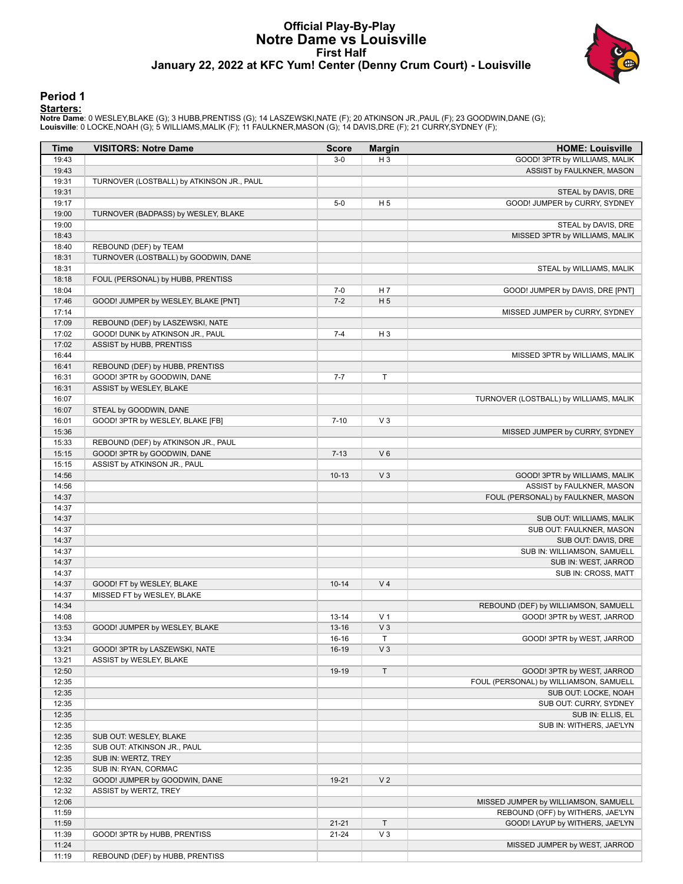# Official Play-By-Play
# Notre Dame vs Louisville
## First Half
### January 22, 2022 at KFC Yum! Center (Denny Crum Court) - Louisville

## Period 1

**Starters:**

**Notre Dame**: 0 WESLEY,BLAKE (G); 3 HUBB,PRENTISS (G); 14 LASZEWSKI,NATE (F); 20 ATKINSON JR.,PAUL (F); 23 GOODWIN,DANE (G);
**Louisville**: 0 LOCKE,NOAH (G); 5 WILLIAMS,MALIK (F); 11 FAULKNER,MASON (G); 14 DAVIS,DRE (F); 21 CURRY,SYDNEY (F);

| Time | VISITORS: Notre Dame | Score | Margin | HOME: Louisville |
|---|---|---|---|---|
| 19:43 | | 3-0 | H 3 | GOOD! 3PTR by WILLIAMS, MALIK |
| 19:43 | | | | ASSIST by FAULKNER, MASON |
| 19:31 | TURNOVER (LOSTBALL) by ATKINSON JR., PAUL | | | |
| 19:31 | | | | STEAL by DAVIS, DRE |
| 19:17 | | 5-0 | H 5 | GOOD! JUMPER by CURRY, SYDNEY |
| 19:00 | TURNOVER (BADPASS) by WESLEY, BLAKE | | | |
| 19:00 | | | | STEAL by DAVIS, DRE |
| 18:43 | | | | MISSED 3PTR by WILLIAMS, MALIK |
| 18:40 | REBOUND (DEF) by TEAM | | | |
| 18:31 | TURNOVER (LOSTBALL) by GOODWIN, DANE | | | |
| 18:31 | | | | STEAL by WILLIAMS, MALIK |
| 18:18 | FOUL (PERSONAL) by HUBB, PRENTISS | | | |
| 18:04 | | 7-0 | H 7 | GOOD! JUMPER by DAVIS, DRE [PNT] |
| 17:46 | GOOD! JUMPER by WESLEY, BLAKE [PNT] | 7-2 | H 5 | |
| 17:14 | | | | MISSED JUMPER by CURRY, SYDNEY |
| 17:09 | REBOUND (DEF) by LASZEWSKI, NATE | | | |
| 17:02 | GOOD! DUNK by ATKINSON JR., PAUL | 7-4 | H 3 | |
| 17:02 | ASSIST by HUBB, PRENTISS | | | |
| 16:44 | | | | MISSED 3PTR by WILLIAMS, MALIK |
| 16:41 | REBOUND (DEF) by HUBB, PRENTISS | | | |
| 16:31 | GOOD! 3PTR by GOODWIN, DANE | 7-7 | T | |
| 16:31 | ASSIST by WESLEY, BLAKE | | | |
| 16:07 | | | | TURNOVER (LOSTBALL) by WILLIAMS, MALIK |
| 16:07 | STEAL by GOODWIN, DANE | | | |
| 16:01 | GOOD! 3PTR by WESLEY, BLAKE [FB] | 7-10 | V 3 | |
| 15:36 | | | | MISSED JUMPER by CURRY, SYDNEY |
| 15:33 | REBOUND (DEF) by ATKINSON JR., PAUL | | | |
| 15:15 | GOOD! 3PTR by GOODWIN, DANE | 7-13 | V 6 | |
| 15:15 | ASSIST by ATKINSON JR., PAUL | | | |
| 14:56 | | 10-13 | V 3 | GOOD! 3PTR by WILLIAMS, MALIK |
| 14:56 | | | | ASSIST by FAULKNER, MASON |
| 14:37 | | | | FOUL (PERSONAL) by FAULKNER, MASON |
| 14:37 | | | | |
| 14:37 | | | | SUB OUT: WILLIAMS, MALIK |
| 14:37 | | | | SUB OUT: FAULKNER, MASON |
| 14:37 | | | | SUB OUT: DAVIS, DRE |
| 14:37 | | | | SUB IN: WILLIAMSON, SAMUELL |
| 14:37 | | | | SUB IN: WEST, JARROD |
| 14:37 | | | | SUB IN: CROSS, MATT |
| 14:37 | GOOD! FT by WESLEY, BLAKE | 10-14 | V 4 | |
| 14:37 | MISSED FT by WESLEY, BLAKE | | | |
| 14:34 | | | | REBOUND (DEF) by WILLIAMSON, SAMUELL |
| 14:08 | | 13-14 | V 1 | GOOD! 3PTR by WEST, JARROD |
| 13:53 | GOOD! JUMPER by WESLEY, BLAKE | 13-16 | V 3 | |
| 13:34 | | 16-16 | T | GOOD! 3PTR by WEST, JARROD |
| 13:21 | GOOD! 3PTR by LASZEWSKI, NATE | 16-19 | V 3 | |
| 13:21 | ASSIST by WESLEY, BLAKE | | | |
| 12:50 | | 19-19 | T | GOOD! 3PTR by WEST, JARROD |
| 12:35 | | | | FOUL (PERSONAL) by WILLIAMSON, SAMUELL |
| 12:35 | | | | SUB OUT: LOCKE, NOAH |
| 12:35 | | | | SUB OUT: CURRY, SYDNEY |
| 12:35 | | | | SUB IN: ELLIS, EL |
| 12:35 | | | | SUB IN: WITHERS, JAE'LYN |
| 12:35 | SUB OUT: WESLEY, BLAKE | | | |
| 12:35 | SUB OUT: ATKINSON JR., PAUL | | | |
| 12:35 | SUB IN: WERTZ, TREY | | | |
| 12:35 | SUB IN: RYAN, CORMAC | | | |
| 12:32 | GOOD! JUMPER by GOODWIN, DANE | 19-21 | V 2 | |
| 12:32 | ASSIST by WERTZ, TREY | | | |
| 12:06 | | | | MISSED JUMPER by WILLIAMSON, SAMUELL |
| 11:59 | | | | REBOUND (OFF) by WITHERS, JAE'LYN |
| 11:59 | | 21-21 | T | GOOD! LAYUP by WITHERS, JAE'LYN |
| 11:39 | GOOD! 3PTR by HUBB, PRENTISS | 21-24 | V 3 | |
| 11:24 | | | | MISSED JUMPER by WEST, JARROD |
| 11:19 | REBOUND (DEF) by HUBB, PRENTISS | | | |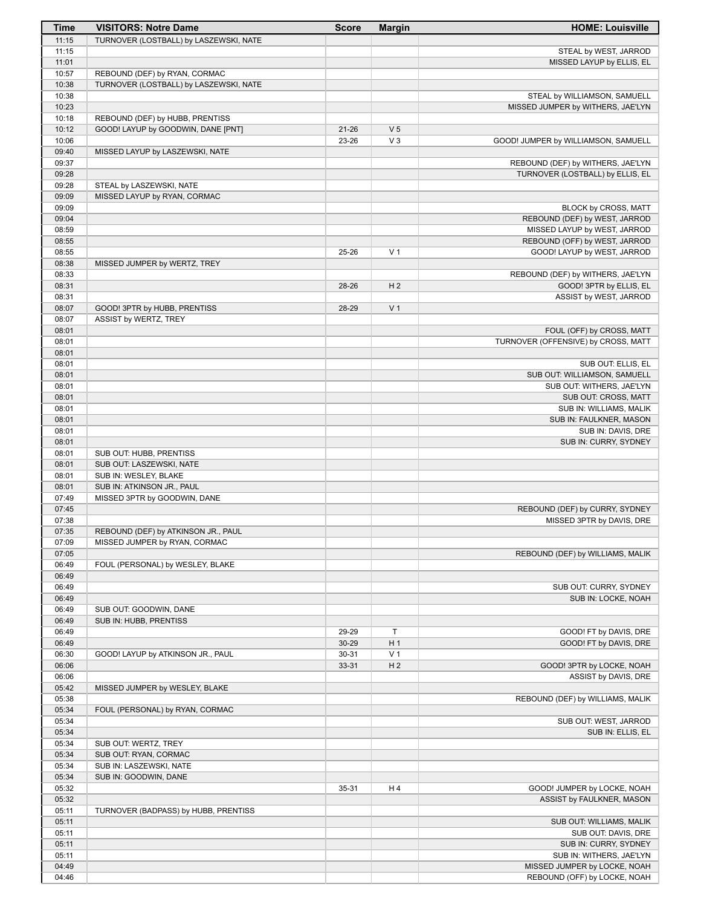| Time | VISITORS: Notre Dame | Score | Margin | HOME: Louisville |
|---|---|---|---|---|
| 11:15 | TURNOVER (LOSTBALL) by LASZEWSKI, NATE | | | |
| 11:15 | | | | STEAL by WEST, JARROD |
| 11:01 | | | | MISSED LAYUP by ELLIS, EL |
| 10:57 | REBOUND (DEF) by RYAN, CORMAC | | | |
| 10:38 | TURNOVER (LOSTBALL) by LASZEWSKI, NATE | | | |
| 10:38 | | | | STEAL by WILLIAMSON, SAMUELL |
| 10:23 | | | | MISSED JUMPER by WITHERS, JAE'LYN |
| 10:18 | REBOUND (DEF) by HUBB, PRENTISS | | | |
| 10:12 | GOOD! LAYUP by GOODWIN, DANE [PNT] | 21-26 | V 5 | |
| 10:06 | | 23-26 | V 3 | GOOD! JUMPER by WILLIAMSON, SAMUELL |
| 09:40 | MISSED LAYUP by LASZEWSKI, NATE | | | |
| 09:37 | | | | REBOUND (DEF) by WITHERS, JAE'LYN |
| 09:28 | | | | TURNOVER (LOSTBALL) by ELLIS, EL |
| 09:28 | STEAL by LASZEWSKI, NATE | | | |
| 09:09 | MISSED LAYUP by RYAN, CORMAC | | | |
| 09:09 | | | | BLOCK by CROSS, MATT |
| 09:04 | | | | REBOUND (DEF) by WEST, JARROD |
| 08:59 | | | | MISSED LAYUP by WEST, JARROD |
| 08:55 | | | | REBOUND (OFF) by WEST, JARROD |
| 08:55 | | 25-26 | V 1 | GOOD! LAYUP by WEST, JARROD |
| 08:38 | MISSED JUMPER by WERTZ, TREY | | | |
| 08:33 | | | | REBOUND (DEF) by WITHERS, JAE'LYN |
| 08:31 | | 28-26 | H 2 | GOOD! 3PTR by ELLIS, EL |
| 08:31 | | | | ASSIST by WEST, JARROD |
| 08:07 | GOOD! 3PTR by HUBB, PRENTISS | 28-29 | V 1 | |
| 08:07 | ASSIST by WERTZ, TREY | | | |
| 08:01 | | | | FOUL (OFF) by CROSS, MATT |
| 08:01 | | | | TURNOVER (OFFENSIVE) by CROSS, MATT |
| 08:01 | | | | |
| 08:01 | | | | SUB OUT: ELLIS, EL |
| 08:01 | | | | SUB OUT: WILLIAMSON, SAMUELL |
| 08:01 | | | | SUB OUT: WITHERS, JAE'LYN |
| 08:01 | | | | SUB OUT: CROSS, MATT |
| 08:01 | | | | SUB IN: WILLIAMS, MALIK |
| 08:01 | | | | SUB IN: FAULKNER, MASON |
| 08:01 | | | | SUB IN: DAVIS, DRE |
| 08:01 | | | | SUB IN: CURRY, SYDNEY |
| 08:01 | SUB OUT: HUBB, PRENTISS | | | |
| 08:01 | SUB OUT: LASZEWSKI, NATE | | | |
| 08:01 | SUB IN: WESLEY, BLAKE | | | |
| 08:01 | SUB IN: ATKINSON JR., PAUL | | | |
| 07:49 | MISSED 3PTR by GOODWIN, DANE | | | |
| 07:45 | | | | REBOUND (DEF) by CURRY, SYDNEY |
| 07:38 | | | | MISSED 3PTR by DAVIS, DRE |
| 07:35 | REBOUND (DEF) by ATKINSON JR., PAUL | | | |
| 07:09 | MISSED JUMPER by RYAN, CORMAC | | | |
| 07:05 | | | | REBOUND (DEF) by WILLIAMS, MALIK |
| 06:49 | FOUL (PERSONAL) by WESLEY, BLAKE | | | |
| 06:49 | | | | |
| 06:49 | | | | SUB OUT: CURRY, SYDNEY |
| 06:49 | | | | SUB IN: LOCKE, NOAH |
| 06:49 | SUB OUT: GOODWIN, DANE | | | |
| 06:49 | SUB IN: HUBB, PRENTISS | | | |
| 06:49 | | 29-29 | T | GOOD! FT by DAVIS, DRE |
| 06:49 | | 30-29 | H 1 | GOOD! FT by DAVIS, DRE |
| 06:30 | GOOD! LAYUP by ATKINSON JR., PAUL | 30-31 | V 1 | |
| 06:06 | | 33-31 | H 2 | GOOD! 3PTR by LOCKE, NOAH |
| 06:06 | | | | ASSIST by DAVIS, DRE |
| 05:42 | MISSED JUMPER by WESLEY, BLAKE | | | |
| 05:38 | | | | REBOUND (DEF) by WILLIAMS, MALIK |
| 05:34 | FOUL (PERSONAL) by RYAN, CORMAC | | | |
| 05:34 | | | | SUB OUT: WEST, JARROD |
| 05:34 | | | | SUB IN: ELLIS, EL |
| 05:34 | SUB OUT: WERTZ, TREY | | | |
| 05:34 | SUB OUT: RYAN, CORMAC | | | |
| 05:34 | SUB IN: LASZEWSKI, NATE | | | |
| 05:34 | SUB IN: GOODWIN, DANE | | | |
| 05:32 | | 35-31 | H 4 | GOOD! JUMPER by LOCKE, NOAH |
| 05:32 | | | | ASSIST by FAULKNER, MASON |
| 05:11 | TURNOVER (BADPASS) by HUBB, PRENTISS | | | |
| 05:11 | | | | SUB OUT: WILLIAMS, MALIK |
| 05:11 | | | | SUB OUT: DAVIS, DRE |
| 05:11 | | | | SUB IN: CURRY, SYDNEY |
| 05:11 | | | | SUB IN: WITHERS, JAE'LYN |
| 04:49 | | | | MISSED JUMPER by LOCKE, NOAH |
| 04:46 | | | | REBOUND (OFF) by LOCKE, NOAH |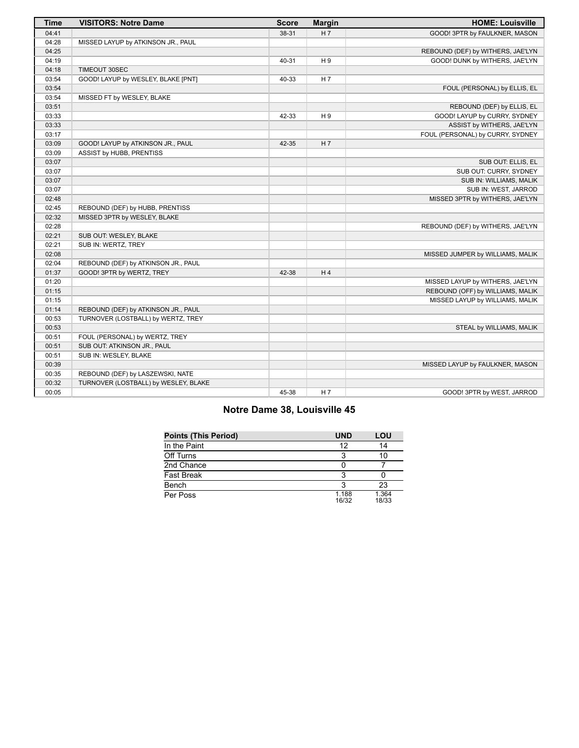| Time | VISITORS: Notre Dame | Score | Margin | HOME: Louisville |
| --- | --- | --- | --- | --- |
| 04:41 | | 38-31 | H 7 | GOOD! 3PTR by FAULKNER, MASON |
| 04:28 | MISSED LAYUP by ATKINSON JR., PAUL | | | |
| 04:25 | | | | REBOUND (DEF) by WITHERS, JAE'LYN |
| 04:19 | | 40-31 | H 9 | GOOD! DUNK by WITHERS, JAE'LYN |
| 04:18 | TIMEOUT 30SEC | | | |
| 03:54 | GOOD! LAYUP by WESLEY, BLAKE [PNT] | 40-33 | H 7 | |
| 03:54 | | | | FOUL (PERSONAL) by ELLIS, EL |
| 03:54 | MISSED FT by WESLEY, BLAKE | | | |
| 03:51 | | | | REBOUND (DEF) by ELLIS, EL |
| 03:33 | | 42-33 | H 9 | GOOD! LAYUP by CURRY, SYDNEY |
| 03:33 | | | | ASSIST by WITHERS, JAE'LYN |
| 03:17 | | | | FOUL (PERSONAL) by CURRY, SYDNEY |
| 03:09 | GOOD! LAYUP by ATKINSON JR., PAUL | 42-35 | H 7 | |
| 03:09 | ASSIST by HUBB, PRENTISS | | | |
| 03:07 | | | | SUB OUT: ELLIS, EL |
| 03:07 | | | | SUB OUT: CURRY, SYDNEY |
| 03:07 | | | | SUB IN: WILLIAMS, MALIK |
| 03:07 | | | | SUB IN: WEST, JARROD |
| 02:48 | | | | MISSED 3PTR by WITHERS, JAE'LYN |
| 02:45 | REBOUND (DEF) by HUBB, PRENTISS | | | |
| 02:32 | MISSED 3PTR by WESLEY, BLAKE | | | |
| 02:28 | | | | REBOUND (DEF) by WITHERS, JAE'LYN |
| 02:21 | SUB OUT: WESLEY, BLAKE | | | |
| 02:21 | SUB IN: WERTZ, TREY | | | |
| 02:08 | | | | MISSED JUMPER by WILLIAMS, MALIK |
| 02:04 | REBOUND (DEF) by ATKINSON JR., PAUL | | | |
| 01:37 | GOOD! 3PTR by WERTZ, TREY | 42-38 | H 4 | |
| 01:20 | | | | MISSED LAYUP by WITHERS, JAE'LYN |
| 01:15 | | | | REBOUND (OFF) by WILLIAMS, MALIK |
| 01:15 | | | | MISSED LAYUP by WILLIAMS, MALIK |
| 01:14 | REBOUND (DEF) by ATKINSON JR., PAUL | | | |
| 00:53 | TURNOVER (LOSTBALL) by WERTZ, TREY | | | |
| 00:53 | | | | STEAL by WILLIAMS, MALIK |
| 00:51 | FOUL (PERSONAL) by WERTZ, TREY | | | |
| 00:51 | SUB OUT: ATKINSON JR., PAUL | | | |
| 00:51 | SUB IN: WESLEY, BLAKE | | | |
| 00:39 | | | | MISSED LAYUP by FAULKNER, MASON |
| 00:35 | REBOUND (DEF) by LASZEWSKI, NATE | | | |
| 00:32 | TURNOVER (LOSTBALL) by WESLEY, BLAKE | | | |
| 00:05 | | 45-38 | H 7 | GOOD! 3PTR by WEST, JARROD |

## Notre Dame 38, Louisville 45

| Points (This Period) | UND | LOU |
| --- | --- | --- |
| In the Paint | 12 | 14 |
| Off Turns | 3 | 10 |
| 2nd Chance | 0 | 7 |
| Fast Break | 3 | 0 |
| Bench | 3 | 23 |
| Per Poss | 1.188 16/32 | 1.364 18/33 |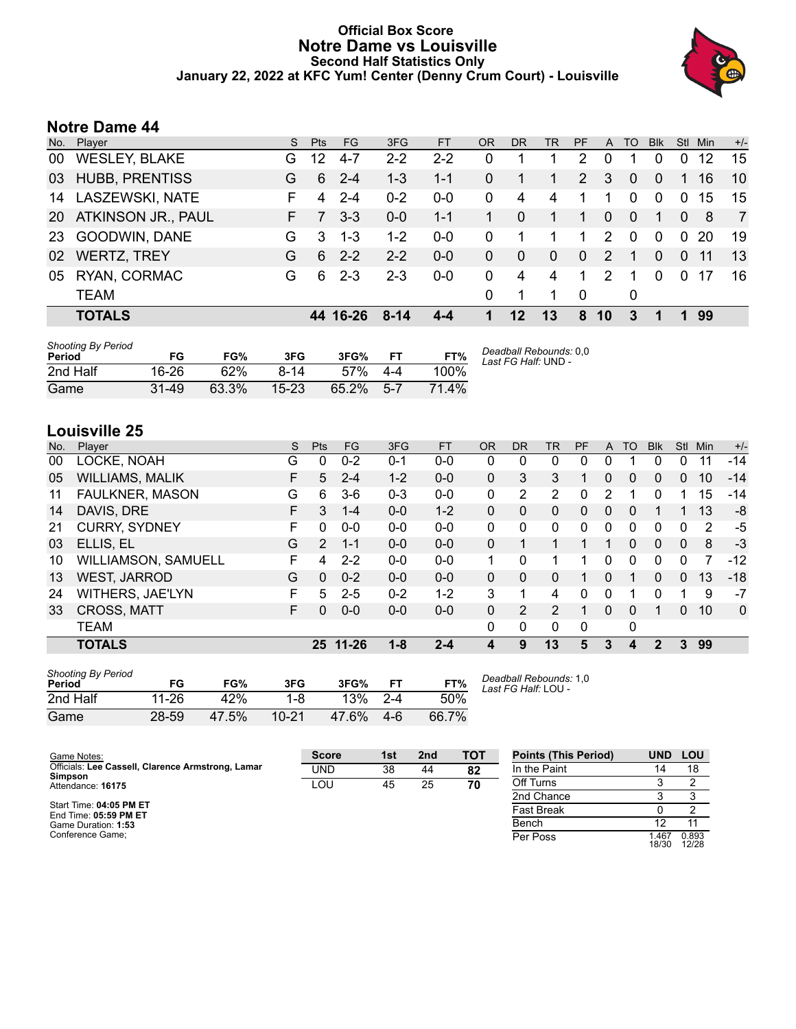# Official Box Score
# Notre Dame vs Louisville
### Second Half Statistics Only
### January 22, 2022 at KFC Yum! Center (Denny Crum Court) - Louisville

## Notre Dame 44

| No. | Player | S | Pts | FG | 3FG | FT | OR | DR | TR | PF | A | TO | Blk | Stl | Min | +/- |
|---|---|---|---|---|---|---|---|---|---|---|---|---|---|---|---|---|
| 00 | WESLEY, BLAKE | G | 12 | 4-7 | 2-2 | 2-2 | 0 | 1 | 1 | 2 | 0 | 1 | 0 | 0 | 12 | 15 |
| 03 | HUBB, PRENTISS | G | 6 | 2-4 | 1-3 | 1-1 | 0 | 1 | 1 | 2 | 3 | 0 | 0 | 1 | 16 | 10 |
| 14 | LASZEWSKI, NATE | F | 4 | 2-4 | 0-2 | 0-0 | 0 | 4 | 4 | 1 | 1 | 0 | 0 | 0 | 15 | 15 |
| 20 | ATKINSON JR., PAUL | F | 7 | 3-3 | 0-0 | 1-1 | 1 | 0 | 1 | 1 | 0 | 0 | 1 | 0 | 8 | 7 |
| 23 | GOODWIN, DANE | G | 3 | 1-3 | 1-2 | 0-0 | 0 | 1 | 1 | 1 | 2 | 0 | 0 | 0 | 20 | 19 |
| 02 | WERTZ, TREY | G | 6 | 2-2 | 2-2 | 0-0 | 0 | 0 | 0 | 0 | 2 | 1 | 0 | 0 | 11 | 13 |
| 05 | RYAN, CORMAC | G | 6 | 2-3 | 2-3 | 0-0 | 0 | 4 | 4 | 1 | 2 | 1 | 0 | 0 | 17 | 16 |
| | TEAM | | | | | | 0 | 1 | 1 | 0 | | 0 | | | | |
| | **TOTALS** | | **44** | **16-26** | **8-14** | **4-4** | **1** | **12** | **13** | **8** | **10** | **3** | **1** | **1** | **99** | |

| Shooting By Period Period | FG | FG% | 3FG | 3FG% | FT | FT% |
|---|---|---|---|---|---|---|
| 2nd Half | 16-26 | 62% | 8-14 | 57% | 4-4 | 100% |
| Game | 31-49 | 63.3% | 15-23 | 65.2% | 5-7 | 71.4% |

*Deadball Rebounds:* 0,0
*Last FG Half:* UND -

## Louisville 25

| No. | Player | S | Pts | FG | 3FG | FT | OR | DR | TR | PF | A | TO | Blk | Stl | Min | +/- |
|---|---|---|---|---|---|---|---|---|---|---|---|---|---|---|---|---|
| 00 | LOCKE, NOAH | G | 0 | 0-2 | 0-1 | 0-0 | 0 | 0 | 0 | 0 | 0 | 1 | 0 | 0 | 11 | -14 |
| 05 | WILLIAMS, MALIK | F | 5 | 2-4 | 1-2 | 0-0 | 0 | 3 | 3 | 1 | 0 | 0 | 0 | 0 | 10 | -14 |
| 11 | FAULKNER, MASON | G | 6 | 3-6 | 0-3 | 0-0 | 0 | 2 | 2 | 0 | 2 | 1 | 0 | 1 | 15 | -14 |
| 14 | DAVIS, DRE | F | 3 | 1-4 | 0-0 | 1-2 | 0 | 0 | 0 | 0 | 0 | 0 | 1 | 1 | 13 | -8 |
| 21 | CURRY, SYDNEY | F | 0 | 0-0 | 0-0 | 0-0 | 0 | 0 | 0 | 0 | 0 | 0 | 0 | 0 | 2 | -5 |
| 03 | ELLIS, EL | G | 2 | 1-1 | 0-0 | 0-0 | 0 | 1 | 1 | 1 | 1 | 0 | 0 | 0 | 8 | -3 |
| 10 | WILLIAMSON, SAMUELL | F | 4 | 2-2 | 0-0 | 0-0 | 1 | 0 | 1 | 1 | 0 | 0 | 0 | 0 | 7 | -12 |
| 13 | WEST, JARROD | G | 0 | 0-2 | 0-0 | 0-0 | 0 | 0 | 0 | 1 | 0 | 1 | 0 | 0 | 13 | -18 |
| 24 | WITHERS, JAE'LYN | F | 5 | 2-5 | 0-2 | 1-2 | 3 | 1 | 4 | 0 | 0 | 1 | 0 | 1 | 9 | -7 |
| 33 | CROSS, MATT | F | 0 | 0-0 | 0-0 | 0-0 | 0 | 2 | 2 | 1 | 0 | 0 | 1 | 0 | 10 | 0 |
| | TEAM | | | | | | 0 | 0 | 0 | 0 | | 0 | | | | |
| | **TOTALS** | | **25** | **11-26** | **1-8** | **2-4** | **4** | **9** | **13** | **5** | **3** | **4** | **2** | **3** | **99** | |

| Shooting By Period Period | FG | FG% | 3FG | 3FG% | FT | FT% |
|---|---|---|---|---|---|---|
| 2nd Half | 11-26 | 42% | 1-8 | 13% | 2-4 | 50% |
| Game | 28-59 | 47.5% | 10-21 | 47.6% | 4-6 | 66.7% |

*Deadball Rebounds:* 1,0
*Last FG Half:* LOU -

Game Notes:
Officials: **Lee Cassell, Clarence Armstrong, Lamar Simpson**
Attendance: **16175**

Start Time: **04:05 PM ET**
End Time: **05:59 PM ET**
Game Duration: **1:53**
Conference Game;

| Score | 1st | 2nd | TOT |
|---|---|---|---|
| UND | 38 | 44 | **82** |
| LOU | 45 | 25 | **70** |

| Points (This Period) | UND | LOU |
|---|---|---|
| In the Paint | 14 | 18 |
| Off Turns | 3 | 2 |
| 2nd Chance | 3 | 3 |
| Fast Break | 0 | 2 |
| Bench | 12 | 11 |
| Per Poss | 1.467 18/30 | 0.893 12/28 |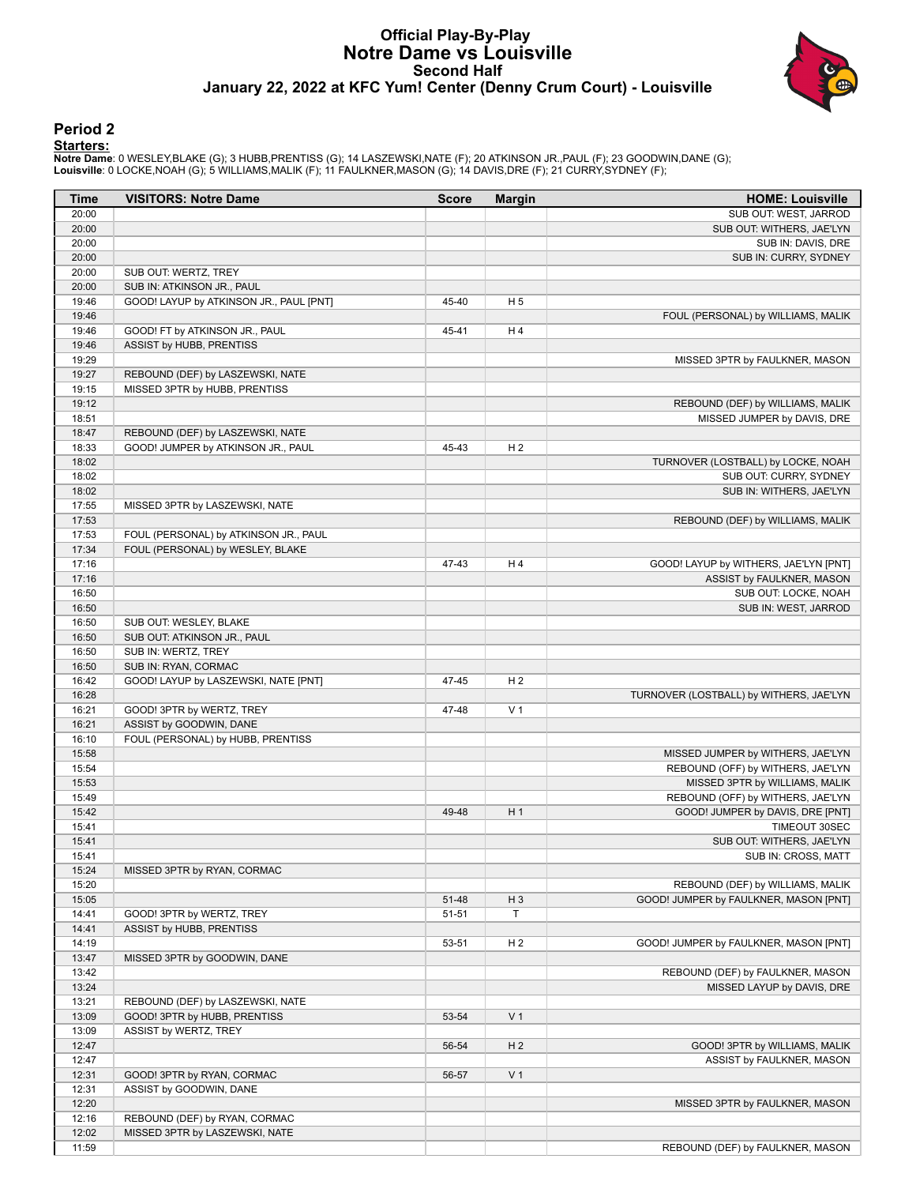# Official Play-By-Play
# Notre Dame vs Louisville
## Second Half
### January 22, 2022 at KFC Yum! Center (Denny Crum Court) - Louisville

## Period 2

**Starters:**

**Notre Dame**: 0 WESLEY,BLAKE (G); 3 HUBB,PRENTISS (G); 14 LASZEWSKI,NATE (F); 20 ATKINSON JR.,PAUL (F); 23 GOODWIN,DANE (G);
**Louisville**: 0 LOCKE,NOAH (G); 5 WILLIAMS,MALIK (F); 11 FAULKNER,MASON (G); 14 DAVIS,DRE (F); 21 CURRY,SYDNEY (F);

| Time | VISITORS: Notre Dame | Score | Margin | HOME: Louisville |
|---|---|---|---|---|
| 20:00 | | | | SUB OUT: WEST, JARROD |
| 20:00 | | | | SUB OUT: WITHERS, JAE'LYN |
| 20:00 | | | | SUB IN: DAVIS, DRE |
| 20:00 | | | | SUB IN: CURRY, SYDNEY |
| 20:00 | SUB OUT: WERTZ, TREY | | | |
| 20:00 | SUB IN: ATKINSON JR., PAUL | | | |
| 19:46 | GOOD! LAYUP by ATKINSON JR., PAUL [PNT] | 45-40 | H 5 | |
| 19:46 | | | | FOUL (PERSONAL) by WILLIAMS, MALIK |
| 19:46 | GOOD! FT by ATKINSON JR., PAUL | 45-41 | H 4 | |
| 19:46 | ASSIST by HUBB, PRENTISS | | | |
| 19:29 | | | | MISSED 3PTR by FAULKNER, MASON |
| 19:27 | REBOUND (DEF) by LASZEWSKI, NATE | | | |
| 19:15 | MISSED 3PTR by HUBB, PRENTISS | | | |
| 19:12 | | | | REBOUND (DEF) by WILLIAMS, MALIK |
| 18:51 | | | | MISSED JUMPER by DAVIS, DRE |
| 18:47 | REBOUND (DEF) by LASZEWSKI, NATE | | | |
| 18:33 | GOOD! JUMPER by ATKINSON JR., PAUL | 45-43 | H 2 | |
| 18:02 | | | | TURNOVER (LOSTBALL) by LOCKE, NOAH |
| 18:02 | | | | SUB OUT: CURRY, SYDNEY |
| 18:02 | | | | SUB IN: WITHERS, JAE'LYN |
| 17:55 | MISSED 3PTR by LASZEWSKI, NATE | | | |
| 17:53 | | | | REBOUND (DEF) by WILLIAMS, MALIK |
| 17:53 | FOUL (PERSONAL) by ATKINSON JR., PAUL | | | |
| 17:34 | FOUL (PERSONAL) by WESLEY, BLAKE | | | |
| 17:16 | | 47-43 | H 4 | GOOD! LAYUP by WITHERS, JAE'LYN [PNT] |
| 17:16 | | | | ASSIST by FAULKNER, MASON |
| 16:50 | | | | SUB OUT: LOCKE, NOAH |
| 16:50 | | | | SUB IN: WEST, JARROD |
| 16:50 | SUB OUT: WESLEY, BLAKE | | | |
| 16:50 | SUB OUT: ATKINSON JR., PAUL | | | |
| 16:50 | SUB IN: WERTZ, TREY | | | |
| 16:50 | SUB IN: RYAN, CORMAC | | | |
| 16:42 | GOOD! LAYUP by LASZEWSKI, NATE [PNT] | 47-45 | H 2 | |
| 16:28 | | | | TURNOVER (LOSTBALL) by WITHERS, JAE'LYN |
| 16:21 | GOOD! 3PTR by WERTZ, TREY | 47-48 | V 1 | |
| 16:21 | ASSIST by GOODWIN, DANE | | | |
| 16:10 | FOUL (PERSONAL) by HUBB, PRENTISS | | | |
| 15:58 | | | | MISSED JUMPER by WITHERS, JAE'LYN |
| 15:54 | | | | REBOUND (OFF) by WITHERS, JAE'LYN |
| 15:53 | | | | MISSED 3PTR by WILLIAMS, MALIK |
| 15:49 | | | | REBOUND (OFF) by WITHERS, JAE'LYN |
| 15:42 | | 49-48 | H 1 | GOOD! JUMPER by DAVIS, DRE [PNT] |
| 15:41 | | | | TIMEOUT 30SEC |
| 15:41 | | | | SUB OUT: WITHERS, JAE'LYN |
| 15:41 | | | | SUB IN: CROSS, MATT |
| 15:24 | MISSED 3PTR by RYAN, CORMAC | | | |
| 15:20 | | | | REBOUND (DEF) by WILLIAMS, MALIK |
| 15:05 | | 51-48 | H 3 | GOOD! JUMPER by FAULKNER, MASON [PNT] |
| 14:41 | GOOD! 3PTR by WERTZ, TREY | 51-51 | T | |
| 14:41 | ASSIST by HUBB, PRENTISS | | | |
| 14:19 | | 53-51 | H 2 | GOOD! JUMPER by FAULKNER, MASON [PNT] |
| 13:47 | MISSED 3PTR by GOODWIN, DANE | | | |
| 13:42 | | | | REBOUND (DEF) by FAULKNER, MASON |
| 13:24 | | | | MISSED LAYUP by DAVIS, DRE |
| 13:21 | REBOUND (DEF) by LASZEWSKI, NATE | | | |
| 13:09 | GOOD! 3PTR by HUBB, PRENTISS | 53-54 | V 1 | |
| 13:09 | ASSIST by WERTZ, TREY | | | |
| 12:47 | | 56-54 | H 2 | GOOD! 3PTR by WILLIAMS, MALIK |
| 12:47 | | | | ASSIST by FAULKNER, MASON |
| 12:31 | GOOD! 3PTR by RYAN, CORMAC | 56-57 | V 1 | |
| 12:31 | ASSIST by GOODWIN, DANE | | | |
| 12:20 | | | | MISSED 3PTR by FAULKNER, MASON |
| 12:16 | REBOUND (DEF) by RYAN, CORMAC | | | |
| 12:02 | MISSED 3PTR by LASZEWSKI, NATE | | | |
| 11:59 | | | | REBOUND (DEF) by FAULKNER, MASON |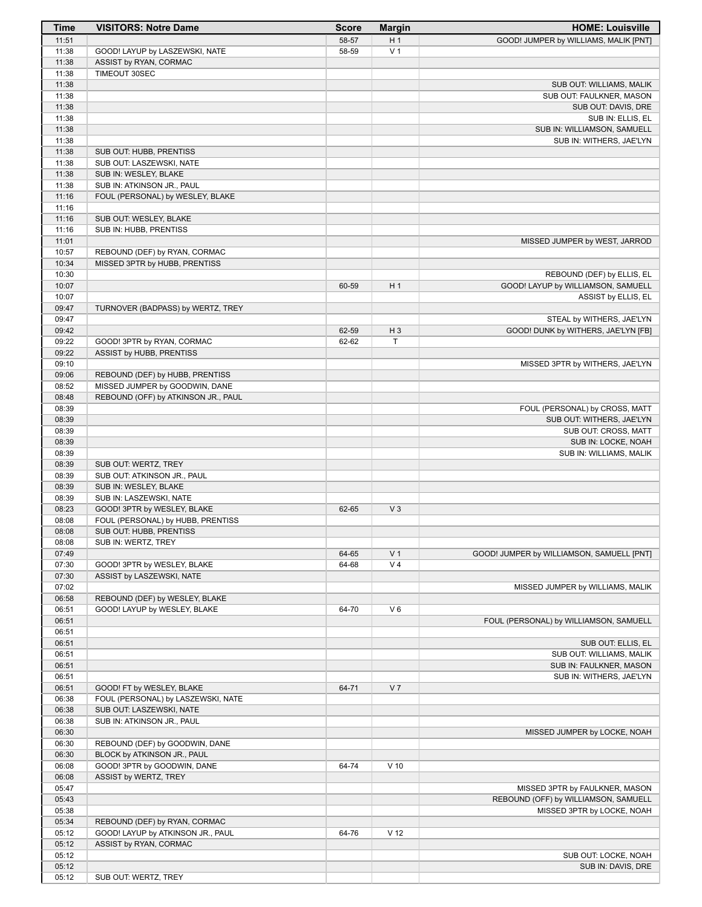| Time | VISITORS: Notre Dame | Score | Margin | HOME: Louisville |
| --- | --- | --- | --- | --- |
| 11:51 | | 58-57 | H 1 | GOOD! JUMPER by WILLIAMS, MALIK [PNT] |
| 11:38 | GOOD! LAYUP by LASZEWSKI, NATE | 58-59 | V 1 | |
| 11:38 | ASSIST by RYAN, CORMAC | | | |
| 11:38 | TIMEOUT 30SEC | | | |
| 11:38 | | | | SUB OUT: WILLIAMS, MALIK |
| 11:38 | | | | SUB OUT: FAULKNER, MASON |
| 11:38 | | | | SUB OUT: DAVIS, DRE |
| 11:38 | | | | SUB IN: ELLIS, EL |
| 11:38 | | | | SUB IN: WILLIAMSON, SAMUELL |
| 11:38 | | | | SUB IN: WITHERS, JAE'LYN |
| 11:38 | SUB OUT: HUBB, PRENTISS | | | |
| 11:38 | SUB OUT: LASZEWSKI, NATE | | | |
| 11:38 | SUB IN: WESLEY, BLAKE | | | |
| 11:38 | SUB IN: ATKINSON JR., PAUL | | | |
| 11:16 | FOUL (PERSONAL) by WESLEY, BLAKE | | | |
| 11:16 | | | | |
| 11:16 | SUB OUT: WESLEY, BLAKE | | | |
| 11:16 | SUB IN: HUBB, PRENTISS | | | |
| 11:01 | | | | MISSED JUMPER by WEST, JARROD |
| 10:57 | REBOUND (DEF) by RYAN, CORMAC | | | |
| 10:34 | MISSED 3PTR by HUBB, PRENTISS | | | |
| 10:30 | | | | REBOUND (DEF) by ELLIS, EL |
| 10:07 | | 60-59 | H 1 | GOOD! LAYUP by WILLIAMSON, SAMUELL |
| 10:07 | | | | ASSIST by ELLIS, EL |
| 09:47 | TURNOVER (BADPASS) by WERTZ, TREY | | | |
| 09:47 | | | | STEAL by WITHERS, JAE'LYN |
| 09:42 | | 62-59 | H 3 | GOOD! DUNK by WITHERS, JAE'LYN [FB] |
| 09:22 | GOOD! 3PTR by RYAN, CORMAC | 62-62 | T | |
| 09:22 | ASSIST by HUBB, PRENTISS | | | |
| 09:10 | | | | MISSED 3PTR by WITHERS, JAE'LYN |
| 09:06 | REBOUND (DEF) by HUBB, PRENTISS | | | |
| 08:52 | MISSED JUMPER by GOODWIN, DANE | | | |
| 08:48 | REBOUND (OFF) by ATKINSON JR., PAUL | | | |
| 08:39 | | | | FOUL (PERSONAL) by CROSS, MATT |
| 08:39 | | | | SUB OUT: WITHERS, JAE'LYN |
| 08:39 | | | | SUB OUT: CROSS, MATT |
| 08:39 | | | | SUB IN: LOCKE, NOAH |
| 08:39 | | | | SUB IN: WILLIAMS, MALIK |
| 08:39 | SUB OUT: WERTZ, TREY | | | |
| 08:39 | SUB OUT: ATKINSON JR., PAUL | | | |
| 08:39 | SUB IN: WESLEY, BLAKE | | | |
| 08:39 | SUB IN: LASZEWSKI, NATE | | | |
| 08:23 | GOOD! 3PTR by WESLEY, BLAKE | 62-65 | V 3 | |
| 08:08 | FOUL (PERSONAL) by HUBB, PRENTISS | | | |
| 08:08 | SUB OUT: HUBB, PRENTISS | | | |
| 08:08 | SUB IN: WERTZ, TREY | | | |
| 07:49 | | 64-65 | V 1 | GOOD! JUMPER by WILLIAMSON, SAMUELL [PNT] |
| 07:30 | GOOD! 3PTR by WESLEY, BLAKE | 64-68 | V 4 | |
| 07:30 | ASSIST by LASZEWSKI, NATE | | | |
| 07:02 | | | | MISSED JUMPER by WILLIAMS, MALIK |
| 06:58 | REBOUND (DEF) by WESLEY, BLAKE | | | |
| 06:51 | GOOD! LAYUP by WESLEY, BLAKE | 64-70 | V 6 | |
| 06:51 | | | | FOUL (PERSONAL) by WILLIAMSON, SAMUELL |
| 06:51 | | | | |
| 06:51 | | | | SUB OUT: ELLIS, EL |
| 06:51 | | | | SUB OUT: WILLIAMS, MALIK |
| 06:51 | | | | SUB IN: FAULKNER, MASON |
| 06:51 | | | | SUB IN: WITHERS, JAE'LYN |
| 06:51 | GOOD! FT by WESLEY, BLAKE | 64-71 | V 7 | |
| 06:38 | FOUL (PERSONAL) by LASZEWSKI, NATE | | | |
| 06:38 | SUB OUT: LASZEWSKI, NATE | | | |
| 06:38 | SUB IN: ATKINSON JR., PAUL | | | |
| 06:30 | | | | MISSED JUMPER by LOCKE, NOAH |
| 06:30 | REBOUND (DEF) by GOODWIN, DANE | | | |
| 06:30 | BLOCK by ATKINSON JR., PAUL | | | |
| 06:08 | GOOD! 3PTR by GOODWIN, DANE | 64-74 | V 10 | |
| 06:08 | ASSIST by WERTZ, TREY | | | |
| 05:47 | | | | MISSED 3PTR by FAULKNER, MASON |
| 05:43 | | | | REBOUND (OFF) by WILLIAMSON, SAMUELL |
| 05:38 | | | | MISSED 3PTR by LOCKE, NOAH |
| 05:34 | REBOUND (DEF) by RYAN, CORMAC | | | |
| 05:12 | GOOD! LAYUP by ATKINSON JR., PAUL | 64-76 | V 12 | |
| 05:12 | ASSIST by RYAN, CORMAC | | | |
| 05:12 | | | | SUB OUT: LOCKE, NOAH |
| 05:12 | | | | SUB IN: DAVIS, DRE |
| 05:12 | SUB OUT: WERTZ, TREY | | | |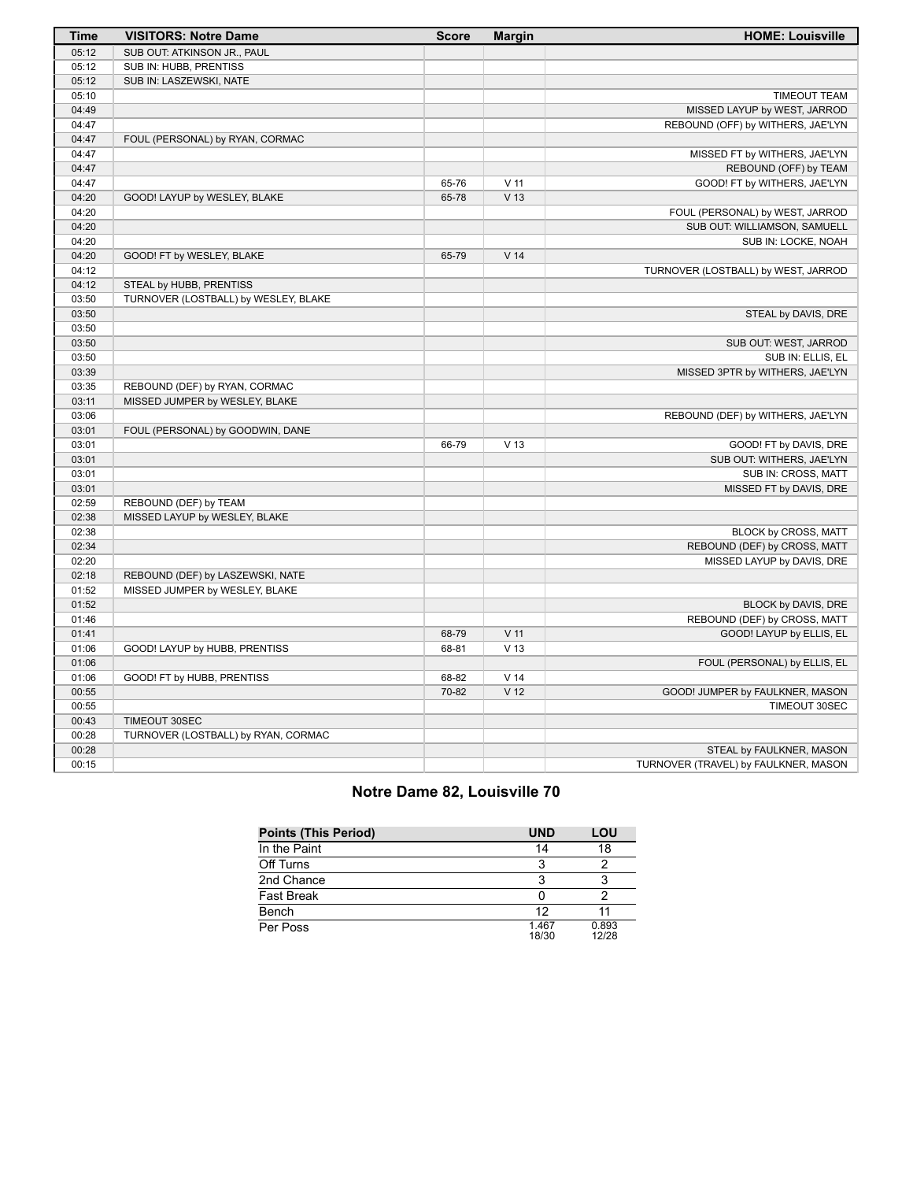| Time | VISITORS: Notre Dame | Score | Margin | HOME: Louisville |
|---|---|---|---|---|
| 05:12 | SUB OUT: ATKINSON JR., PAUL | | | |
| 05:12 | SUB IN: HUBB, PRENTISS | | | |
| 05:12 | SUB IN: LASZEWSKI, NATE | | | |
| 05:10 | | | | TIMEOUT TEAM |
| 04:49 | | | | MISSED LAYUP by WEST, JARROD |
| 04:47 | | | | REBOUND (OFF) by WITHERS, JAE'LYN |
| 04:47 | FOUL (PERSONAL) by RYAN, CORMAC | | | |
| 04:47 | | | | MISSED FT by WITHERS, JAE'LYN |
| 04:47 | | | | REBOUND (OFF) by TEAM |
| 04:47 | | 65-76 | V 11 | GOOD! FT by WITHERS, JAE'LYN |
| 04:20 | GOOD! LAYUP by WESLEY, BLAKE | 65-78 | V 13 | |
| 04:20 | | | | FOUL (PERSONAL) by WEST, JARROD |
| 04:20 | | | | SUB OUT: WILLIAMSON, SAMUELL |
| 04:20 | | | | SUB IN: LOCKE, NOAH |
| 04:20 | GOOD! FT by WESLEY, BLAKE | 65-79 | V 14 | |
| 04:12 | | | | TURNOVER (LOSTBALL) by WEST, JARROD |
| 04:12 | STEAL by HUBB, PRENTISS | | | |
| 03:50 | TURNOVER (LOSTBALL) by WESLEY, BLAKE | | | |
| 03:50 | | | | STEAL by DAVIS, DRE |
| 03:50 | | | | |
| 03:50 | | | | SUB OUT: WEST, JARROD |
| 03:50 | | | | SUB IN: ELLIS, EL |
| 03:39 | | | | MISSED 3PTR by WITHERS, JAE'LYN |
| 03:35 | REBOUND (DEF) by RYAN, CORMAC | | | |
| 03:11 | MISSED JUMPER by WESLEY, BLAKE | | | |
| 03:06 | | | | REBOUND (DEF) by WITHERS, JAE'LYN |
| 03:01 | FOUL (PERSONAL) by GOODWIN, DANE | | | |
| 03:01 | | 66-79 | V 13 | GOOD! FT by DAVIS, DRE |
| 03:01 | | | | SUB OUT: WITHERS, JAE'LYN |
| 03:01 | | | | SUB IN: CROSS, MATT |
| 03:01 | | | | MISSED FT by DAVIS, DRE |
| 02:59 | REBOUND (DEF) by TEAM | | | |
| 02:38 | MISSED LAYUP by WESLEY, BLAKE | | | |
| 02:38 | | | | BLOCK by CROSS, MATT |
| 02:34 | | | | REBOUND (DEF) by CROSS, MATT |
| 02:20 | | | | MISSED LAYUP by DAVIS, DRE |
| 02:18 | REBOUND (DEF) by LASZEWSKI, NATE | | | |
| 01:52 | MISSED JUMPER by WESLEY, BLAKE | | | |
| 01:52 | | | | BLOCK by DAVIS, DRE |
| 01:46 | | | | REBOUND (DEF) by CROSS, MATT |
| 01:41 | | 68-79 | V 11 | GOOD! LAYUP by ELLIS, EL |
| 01:06 | GOOD! LAYUP by HUBB, PRENTISS | 68-81 | V 13 | |
| 01:06 | | | | FOUL (PERSONAL) by ELLIS, EL |
| 01:06 | GOOD! FT by HUBB, PRENTISS | 68-82 | V 14 | |
| 00:55 | | 70-82 | V 12 | GOOD! JUMPER by FAULKNER, MASON |
| 00:55 | | | | TIMEOUT 30SEC |
| 00:43 | TIMEOUT 30SEC | | | |
| 00:28 | TURNOVER (LOSTBALL) by RYAN, CORMAC | | | |
| 00:28 | | | | STEAL by FAULKNER, MASON |
| 00:15 | | | | TURNOVER (TRAVEL) by FAULKNER, MASON |

## Notre Dame 82, Louisville 70

| Points (This Period) | UND | LOU |
|---|---|---|
| In the Paint | 14 | 18 |
| Off Turns | 3 | 2 |
| 2nd Chance | 3 | 3 |
| Fast Break | 0 | 2 |
| Bench | 12 | 11 |
| Per Poss | 1.467 18/30 | 0.893 12/28 |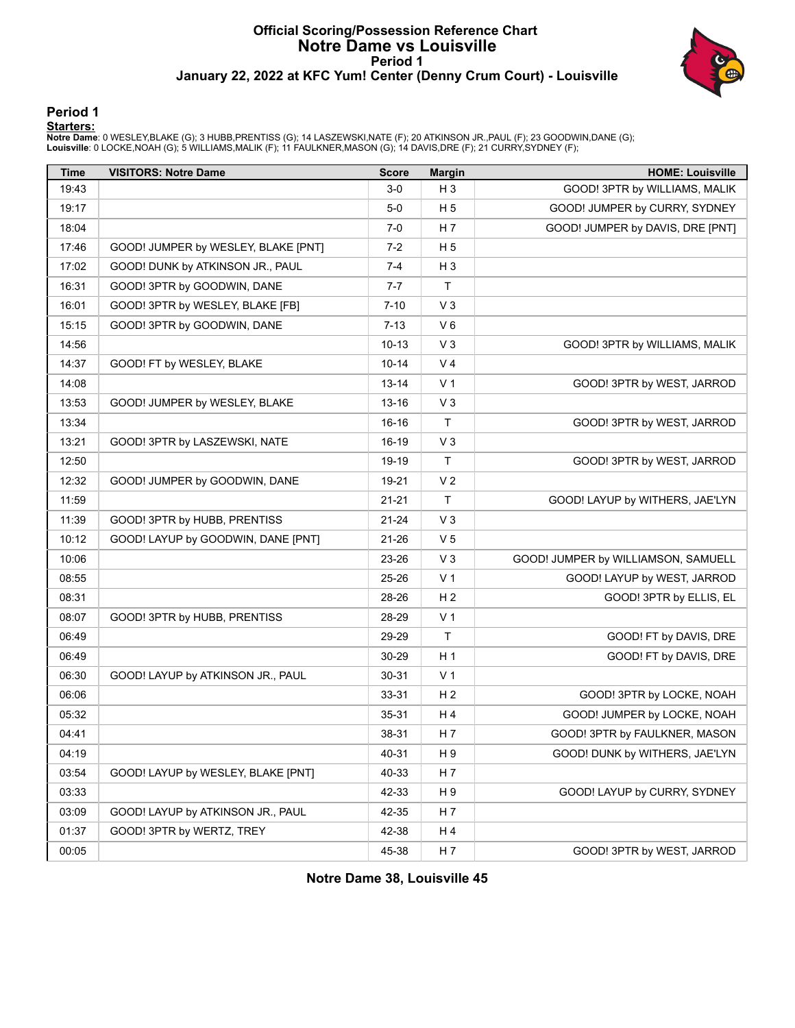# Official Scoring/Possession Reference Chart
## Notre Dame vs Louisville
### Period 1
### January 22, 2022 at KFC Yum! Center (Denny Crum Court) - Louisville

## Period 1

**Starters:**

**Notre Dame**: 0 WESLEY,BLAKE (G); 3 HUBB,PRENTISS (G); 14 LASZEWSKI,NATE (F); 20 ATKINSON JR.,PAUL (F); 23 GOODWIN,DANE (G);
**Louisville**: 0 LOCKE,NOAH (G); 5 WILLIAMS,MALIK (F); 11 FAULKNER,MASON (G); 14 DAVIS,DRE (F); 21 CURRY,SYDNEY (F);

| Time | VISITORS: Notre Dame | Score | Margin | HOME: Louisville |
|---|---|---|---|---|
| 19:43 | | 3-0 | H 3 | GOOD! 3PTR by WILLIAMS, MALIK |
| 19:17 | | 5-0 | H 5 | GOOD! JUMPER by CURRY, SYDNEY |
| 18:04 | | 7-0 | H 7 | GOOD! JUMPER by DAVIS, DRE [PNT] |
| 17:46 | GOOD! JUMPER by WESLEY, BLAKE [PNT] | 7-2 | H 5 | |
| 17:02 | GOOD! DUNK by ATKINSON JR., PAUL | 7-4 | H 3 | |
| 16:31 | GOOD! 3PTR by GOODWIN, DANE | 7-7 | T | |
| 16:01 | GOOD! 3PTR by WESLEY, BLAKE [FB] | 7-10 | V 3 | |
| 15:15 | GOOD! 3PTR by GOODWIN, DANE | 7-13 | V 6 | |
| 14:56 | | 10-13 | V 3 | GOOD! 3PTR by WILLIAMS, MALIK |
| 14:37 | GOOD! FT by WESLEY, BLAKE | 10-14 | V 4 | |
| 14:08 | | 13-14 | V 1 | GOOD! 3PTR by WEST, JARROD |
| 13:53 | GOOD! JUMPER by WESLEY, BLAKE | 13-16 | V 3 | |
| 13:34 | | 16-16 | T | GOOD! 3PTR by WEST, JARROD |
| 13:21 | GOOD! 3PTR by LASZEWSKI, NATE | 16-19 | V 3 | |
| 12:50 | | 19-19 | T | GOOD! 3PTR by WEST, JARROD |
| 12:32 | GOOD! JUMPER by GOODWIN, DANE | 19-21 | V 2 | |
| 11:59 | | 21-21 | T | GOOD! LAYUP by WITHERS, JAE'LYN |
| 11:39 | GOOD! 3PTR by HUBB, PRENTISS | 21-24 | V 3 | |
| 10:12 | GOOD! LAYUP by GOODWIN, DANE [PNT] | 21-26 | V 5 | |
| 10:06 | | 23-26 | V 3 | GOOD! JUMPER by WILLIAMSON, SAMUELL |
| 08:55 | | 25-26 | V 1 | GOOD! LAYUP by WEST, JARROD |
| 08:31 | | 28-26 | H 2 | GOOD! 3PTR by ELLIS, EL |
| 08:07 | GOOD! 3PTR by HUBB, PRENTISS | 28-29 | V 1 | |
| 06:49 | | 29-29 | T | GOOD! FT by DAVIS, DRE |
| 06:49 | | 30-29 | H 1 | GOOD! FT by DAVIS, DRE |
| 06:30 | GOOD! LAYUP by ATKINSON JR., PAUL | 30-31 | V 1 | |
| 06:06 | | 33-31 | H 2 | GOOD! 3PTR by LOCKE, NOAH |
| 05:32 | | 35-31 | H 4 | GOOD! JUMPER by LOCKE, NOAH |
| 04:41 | | 38-31 | H 7 | GOOD! 3PTR by FAULKNER, MASON |
| 04:19 | | 40-31 | H 9 | GOOD! DUNK by WITHERS, JAE'LYN |
| 03:54 | GOOD! LAYUP by WESLEY, BLAKE [PNT] | 40-33 | H 7 | |
| 03:33 | | 42-33 | H 9 | GOOD! LAYUP by CURRY, SYDNEY |
| 03:09 | GOOD! LAYUP by ATKINSON JR., PAUL | 42-35 | H 7 | |
| 01:37 | GOOD! 3PTR by WERTZ, TREY | 42-38 | H 4 | |
| 00:05 | | 45-38 | H 7 | GOOD! 3PTR by WEST, JARROD |

**Notre Dame 38, Louisville 45**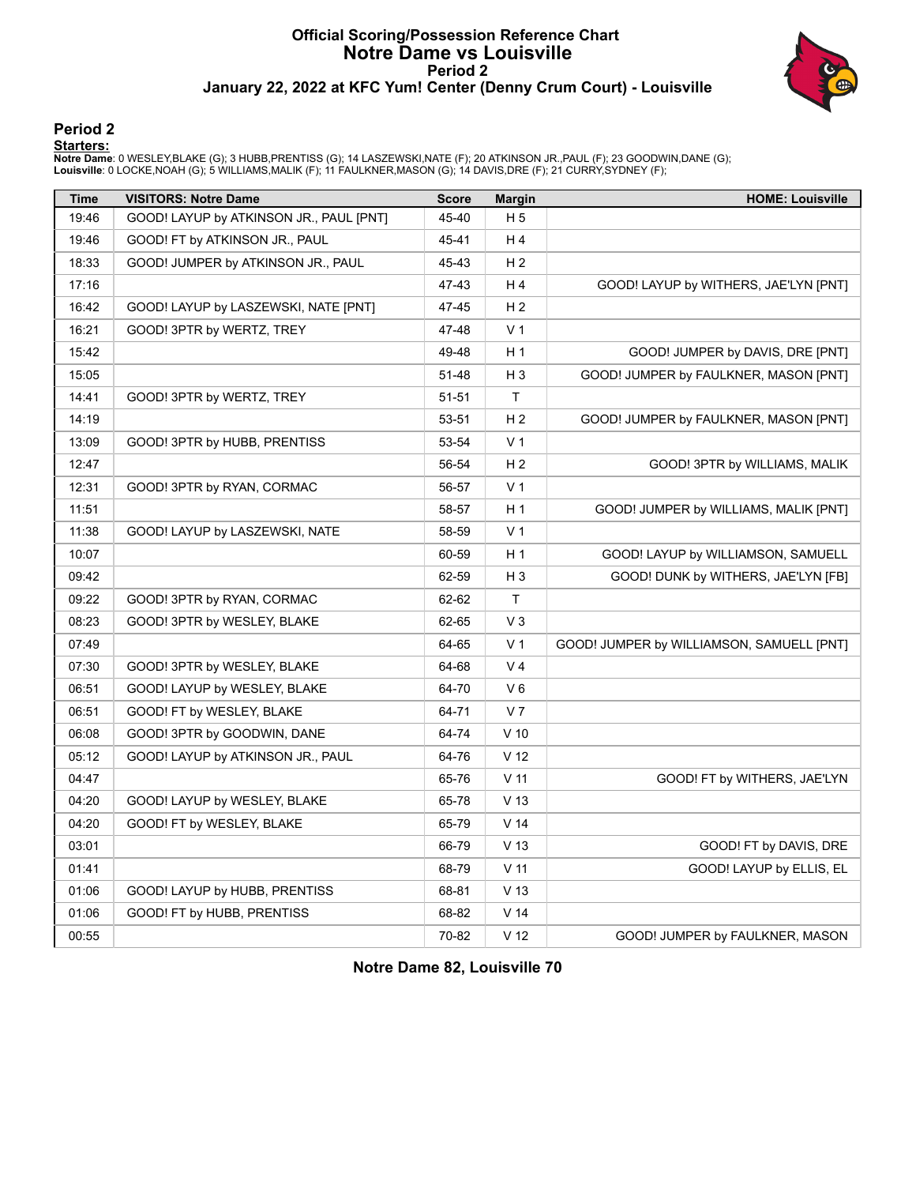# Official Scoring/Possession Reference Chart
# Notre Dame vs Louisville
## Period 2
## January 22, 2022 at KFC Yum! Center (Denny Crum Court) - Louisville

### Period 2

**Starters:**

**Notre Dame**: 0 WESLEY,BLAKE (G); 3 HUBB,PRENTISS (G); 14 LASZEWSKI,NATE (F); 20 ATKINSON JR.,PAUL (F); 23 GOODWIN,DANE (G);
**Louisville**: 0 LOCKE,NOAH (G); 5 WILLIAMS,MALIK (F); 11 FAULKNER,MASON (G); 14 DAVIS,DRE (F); 21 CURRY,SYDNEY (F);

| Time | VISITORS: Notre Dame | Score | Margin | HOME: Louisville |
|---|---|---|---|---|
| 19:46 | GOOD! LAYUP by ATKINSON JR., PAUL [PNT] | 45-40 | H 5 | |
| 19:46 | GOOD! FT by ATKINSON JR., PAUL | 45-41 | H 4 | |
| 18:33 | GOOD! JUMPER by ATKINSON JR., PAUL | 45-43 | H 2 | |
| 17:16 | | 47-43 | H 4 | GOOD! LAYUP by WITHERS, JAE'LYN [PNT] |
| 16:42 | GOOD! LAYUP by LASZEWSKI, NATE [PNT] | 47-45 | H 2 | |
| 16:21 | GOOD! 3PTR by WERTZ, TREY | 47-48 | V 1 | |
| 15:42 | | 49-48 | H 1 | GOOD! JUMPER by DAVIS, DRE [PNT] |
| 15:05 | | 51-48 | H 3 | GOOD! JUMPER by FAULKNER, MASON [PNT] |
| 14:41 | GOOD! 3PTR by WERTZ, TREY | 51-51 | T | |
| 14:19 | | 53-51 | H 2 | GOOD! JUMPER by FAULKNER, MASON [PNT] |
| 13:09 | GOOD! 3PTR by HUBB, PRENTISS | 53-54 | V 1 | |
| 12:47 | | 56-54 | H 2 | GOOD! 3PTR by WILLIAMS, MALIK |
| 12:31 | GOOD! 3PTR by RYAN, CORMAC | 56-57 | V 1 | |
| 11:51 | | 58-57 | H 1 | GOOD! JUMPER by WILLIAMS, MALIK [PNT] |
| 11:38 | GOOD! LAYUP by LASZEWSKI, NATE | 58-59 | V 1 | |
| 10:07 | | 60-59 | H 1 | GOOD! LAYUP by WILLIAMSON, SAMUELL |
| 09:42 | | 62-59 | H 3 | GOOD! DUNK by WITHERS, JAE'LYN [FB] |
| 09:22 | GOOD! 3PTR by RYAN, CORMAC | 62-62 | T | |
| 08:23 | GOOD! 3PTR by WESLEY, BLAKE | 62-65 | V 3 | |
| 07:49 | | 64-65 | V 1 | GOOD! JUMPER by WILLIAMSON, SAMUELL [PNT] |
| 07:30 | GOOD! 3PTR by WESLEY, BLAKE | 64-68 | V 4 | |
| 06:51 | GOOD! LAYUP by WESLEY, BLAKE | 64-70 | V 6 | |
| 06:51 | GOOD! FT by WESLEY, BLAKE | 64-71 | V 7 | |
| 06:08 | GOOD! 3PTR by GOODWIN, DANE | 64-74 | V 10 | |
| 05:12 | GOOD! LAYUP by ATKINSON JR., PAUL | 64-76 | V 12 | |
| 04:47 | | 65-76 | V 11 | GOOD! FT by WITHERS, JAE'LYN |
| 04:20 | GOOD! LAYUP by WESLEY, BLAKE | 65-78 | V 13 | |
| 04:20 | GOOD! FT by WESLEY, BLAKE | 65-79 | V 14 | |
| 03:01 | | 66-79 | V 13 | GOOD! FT by DAVIS, DRE |
| 01:41 | | 68-79 | V 11 | GOOD! LAYUP by ELLIS, EL |
| 01:06 | GOOD! LAYUP by HUBB, PRENTISS | 68-81 | V 13 | |
| 01:06 | GOOD! FT by HUBB, PRENTISS | 68-82 | V 14 | |
| 00:55 | | 70-82 | V 12 | GOOD! JUMPER by FAULKNER, MASON |

**Notre Dame 82, Louisville 70**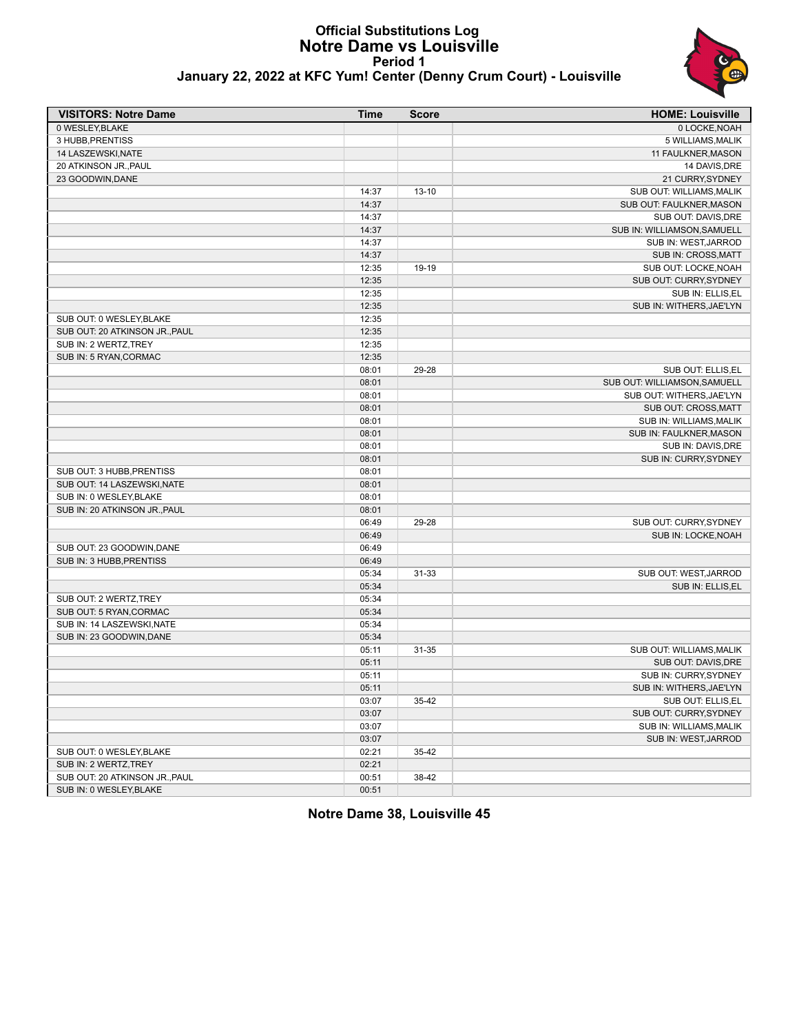# Official Substitutions Log
## Notre Dame vs Louisville
### Period 1
### January 22, 2022 at KFC Yum! Center (Denny Crum Court) - Louisville

| VISITORS: Notre Dame | Time | Score | HOME: Louisville |
|---|---|---|---|
| 0 WESLEY,BLAKE | | | 0 LOCKE,NOAH |
| 3 HUBB,PRENTISS | | | 5 WILLIAMS,MALIK |
| 14 LASZEWSKI,NATE | | | 11 FAULKNER,MASON |
| 20 ATKINSON JR.,PAUL | | | 14 DAVIS,DRE |
| 23 GOODWIN,DANE | | | 21 CURRY,SYDNEY |
| | 14:37 | 13-10 | SUB OUT: WILLIAMS,MALIK |
| | 14:37 | | SUB OUT: FAULKNER,MASON |
| | 14:37 | | SUB OUT: DAVIS,DRE |
| | 14:37 | | SUB IN: WILLIAMSON,SAMUELL |
| | 14:37 | | SUB IN: WEST,JARROD |
| | 14:37 | | SUB IN: CROSS,MATT |
| | 12:35 | 19-19 | SUB OUT: LOCKE,NOAH |
| | 12:35 | | SUB OUT: CURRY,SYDNEY |
| | 12:35 | | SUB IN: ELLIS,EL |
| | 12:35 | | SUB IN: WITHERS,JAE'LYN |
| SUB OUT: 0 WESLEY,BLAKE | 12:35 | | |
| SUB OUT: 20 ATKINSON JR.,PAUL | 12:35 | | |
| SUB IN: 2 WERTZ,TREY | 12:35 | | |
| SUB IN: 5 RYAN,CORMAC | 12:35 | | |
| | 08:01 | 29-28 | SUB OUT: ELLIS,EL |
| | 08:01 | | SUB OUT: WILLIAMSON,SAMUELL |
| | 08:01 | | SUB OUT: WITHERS,JAE'LYN |
| | 08:01 | | SUB OUT: CROSS,MATT |
| | 08:01 | | SUB IN: WILLIAMS,MALIK |
| | 08:01 | | SUB IN: FAULKNER,MASON |
| | 08:01 | | SUB IN: DAVIS,DRE |
| | 08:01 | | SUB IN: CURRY,SYDNEY |
| SUB OUT: 3 HUBB,PRENTISS | 08:01 | | |
| SUB OUT: 14 LASZEWSKI,NATE | 08:01 | | |
| SUB IN: 0 WESLEY,BLAKE | 08:01 | | |
| SUB IN: 20 ATKINSON JR.,PAUL | 08:01 | | |
| | 06:49 | 29-28 | SUB OUT: CURRY,SYDNEY |
| | 06:49 | | SUB IN: LOCKE,NOAH |
| SUB OUT: 23 GOODWIN,DANE | 06:49 | | |
| SUB IN: 3 HUBB,PRENTISS | 06:49 | | |
| | 05:34 | 31-33 | SUB OUT: WEST,JARROD |
| | 05:34 | | SUB IN: ELLIS,EL |
| SUB OUT: 2 WERTZ,TREY | 05:34 | | |
| SUB OUT: 5 RYAN,CORMAC | 05:34 | | |
| SUB IN: 14 LASZEWSKI,NATE | 05:34 | | |
| SUB IN: 23 GOODWIN,DANE | 05:34 | | |
| | 05:11 | 31-35 | SUB OUT: WILLIAMS,MALIK |
| | 05:11 | | SUB OUT: DAVIS,DRE |
| | 05:11 | | SUB IN: CURRY,SYDNEY |
| | 05:11 | | SUB IN: WITHERS,JAE'LYN |
| | 03:07 | 35-42 | SUB OUT: ELLIS,EL |
| | 03:07 | | SUB OUT: CURRY,SYDNEY |
| | 03:07 | | SUB IN: WILLIAMS,MALIK |
| | 03:07 | | SUB IN: WEST,JARROD |
| SUB OUT: 0 WESLEY,BLAKE | 02:21 | 35-42 | |
| SUB IN: 2 WERTZ,TREY | 02:21 | | |
| SUB OUT: 20 ATKINSON JR.,PAUL | 00:51 | 38-42 | |
| SUB IN: 0 WESLEY,BLAKE | 00:51 | | |

**Notre Dame 38, Louisville 45**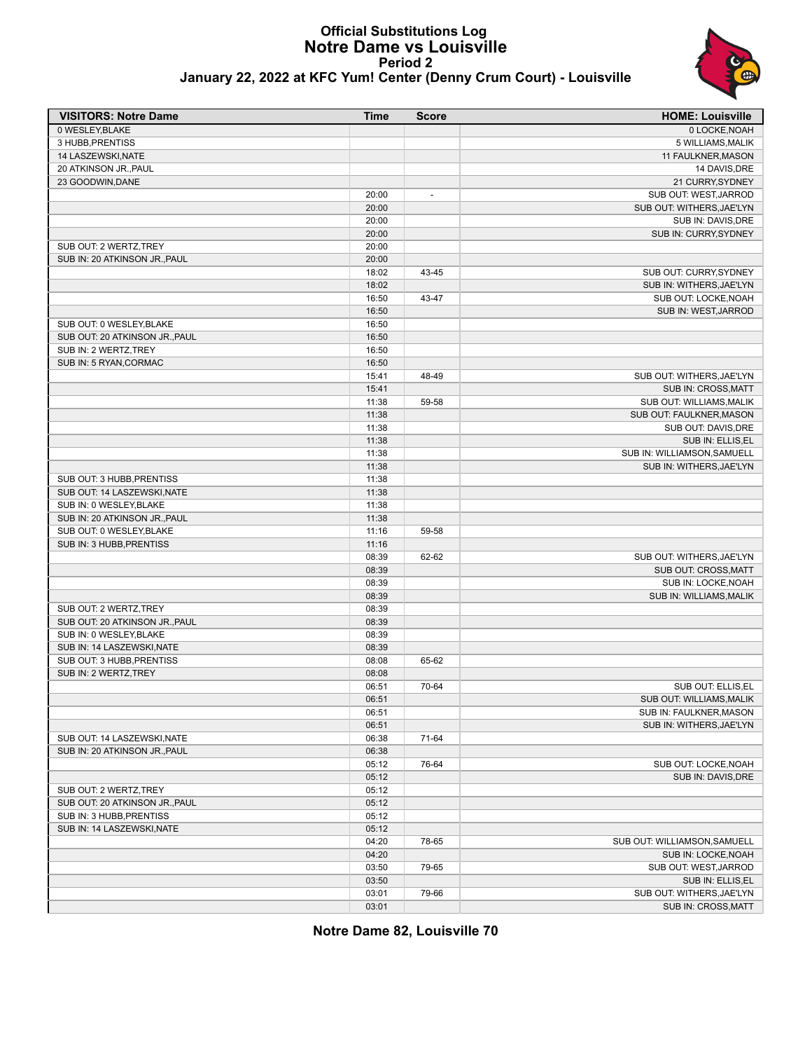# Official Substitutions Log
## Notre Dame vs Louisville
### Period 2
### January 22, 2022 at KFC Yum! Center (Denny Crum Court) - Louisville

| VISITORS: Notre Dame | Time | Score | HOME: Louisville |
|---|---|---|---|
| 0 WESLEY,BLAKE | | | 0 LOCKE,NOAH |
| 3 HUBB,PRENTISS | | | 5 WILLIAMS,MALIK |
| 14 LASZEWSKI,NATE | | | 11 FAULKNER,MASON |
| 20 ATKINSON JR.,PAUL | | | 14 DAVIS,DRE |
| 23 GOODWIN,DANE | | | 21 CURRY,SYDNEY |
| | 20:00 | - | SUB OUT: WEST,JARROD |
| | 20:00 | | SUB OUT: WITHERS,JAE'LYN |
| | 20:00 | | SUB IN: DAVIS,DRE |
| | 20:00 | | SUB IN: CURRY,SYDNEY |
| SUB OUT: 2 WERTZ,TREY | 20:00 | | |
| SUB IN: 20 ATKINSON JR.,PAUL | 20:00 | | |
| | 18:02 | 43-45 | SUB OUT: CURRY,SYDNEY |
| | 18:02 | | SUB IN: WITHERS,JAE'LYN |
| | 16:50 | 43-47 | SUB OUT: LOCKE,NOAH |
| | 16:50 | | SUB IN: WEST,JARROD |
| SUB OUT: 0 WESLEY,BLAKE | 16:50 | | |
| SUB OUT: 20 ATKINSON JR.,PAUL | 16:50 | | |
| SUB IN: 2 WERTZ,TREY | 16:50 | | |
| SUB IN: 5 RYAN,CORMAC | 16:50 | | |
| | 15:41 | 48-49 | SUB OUT: WITHERS,JAE'LYN |
| | 15:41 | | SUB IN: CROSS,MATT |
| | 11:38 | 59-58 | SUB OUT: WILLIAMS,MALIK |
| | 11:38 | | SUB OUT: FAULKNER,MASON |
| | 11:38 | | SUB OUT: DAVIS,DRE |
| | 11:38 | | SUB IN: ELLIS,EL |
| | 11:38 | | SUB IN: WILLIAMSON,SAMUELL |
| | 11:38 | | SUB IN: WITHERS,JAE'LYN |
| SUB OUT: 3 HUBB,PRENTISS | 11:38 | | |
| SUB OUT: 14 LASZEWSKI,NATE | 11:38 | | |
| SUB IN: 0 WESLEY,BLAKE | 11:38 | | |
| SUB IN: 20 ATKINSON JR.,PAUL | 11:38 | | |
| SUB OUT: 0 WESLEY,BLAKE | 11:16 | 59-58 | |
| SUB IN: 3 HUBB,PRENTISS | 11:16 | | |
| | 08:39 | 62-62 | SUB OUT: WITHERS,JAE'LYN |
| | 08:39 | | SUB OUT: CROSS,MATT |
| | 08:39 | | SUB IN: LOCKE,NOAH |
| | 08:39 | | SUB IN: WILLIAMS,MALIK |
| SUB OUT: 2 WERTZ,TREY | 08:39 | | |
| SUB OUT: 20 ATKINSON JR.,PAUL | 08:39 | | |
| SUB IN: 0 WESLEY,BLAKE | 08:39 | | |
| SUB IN: 14 LASZEWSKI,NATE | 08:39 | | |
| SUB OUT: 3 HUBB,PRENTISS | 08:08 | 65-62 | |
| SUB IN: 2 WERTZ,TREY | 08:08 | | |
| | 06:51 | 70-64 | SUB OUT: ELLIS,EL |
| | 06:51 | | SUB OUT: WILLIAMS,MALIK |
| | 06:51 | | SUB IN: FAULKNER,MASON |
| | 06:51 | | SUB IN: WITHERS,JAE'LYN |
| SUB OUT: 14 LASZEWSKI,NATE | 06:38 | 71-64 | |
| SUB IN: 20 ATKINSON JR.,PAUL | 06:38 | | |
| | 05:12 | 76-64 | SUB OUT: LOCKE,NOAH |
| | 05:12 | | SUB IN: DAVIS,DRE |
| SUB OUT: 2 WERTZ,TREY | 05:12 | | |
| SUB OUT: 20 ATKINSON JR.,PAUL | 05:12 | | |
| SUB IN: 3 HUBB,PRENTISS | 05:12 | | |
| SUB IN: 14 LASZEWSKI,NATE | 05:12 | | |
| | 04:20 | 78-65 | SUB OUT: WILLIAMSON,SAMUELL |
| | 04:20 | | SUB IN: LOCKE,NOAH |
| | 03:50 | 79-65 | SUB OUT: WEST,JARROD |
| | 03:50 | | SUB IN: ELLIS,EL |
| | 03:01 | 79-66 | SUB OUT: WITHERS,JAE'LYN |
| | 03:01 | | SUB IN: CROSS,MATT |

**Notre Dame 82, Louisville 70**